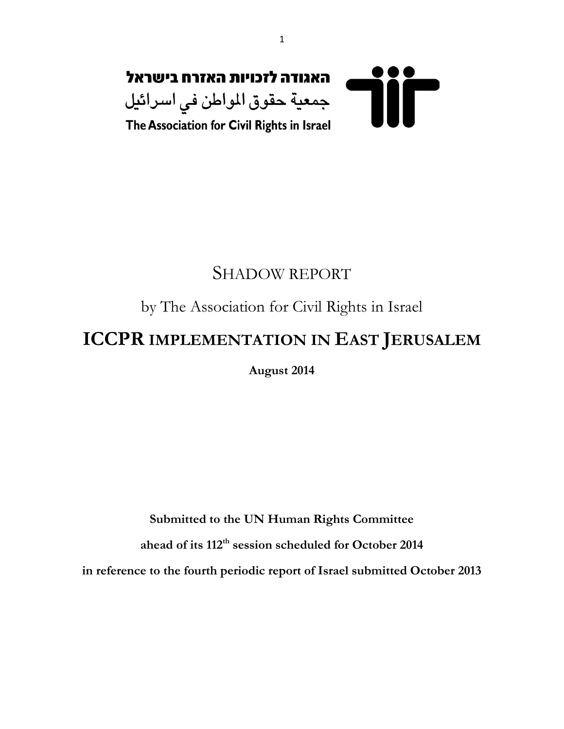האגודה לזכויות האזרח בישראל

جمعية حقوق المواطن في اسرائيل

The Association for Civil Rights in Israel

# SHADOW REPORT

by The Association for Civil Rights in Israel

# ICCPR IMPLEMENTATION IN EAST JERUSALEM

**August 2014**

**Submitted to the UN Human Rights Committee**

**ahead of its 112th session scheduled for October 2014**

**in reference to the fourth periodic report of Israel submitted October 2013**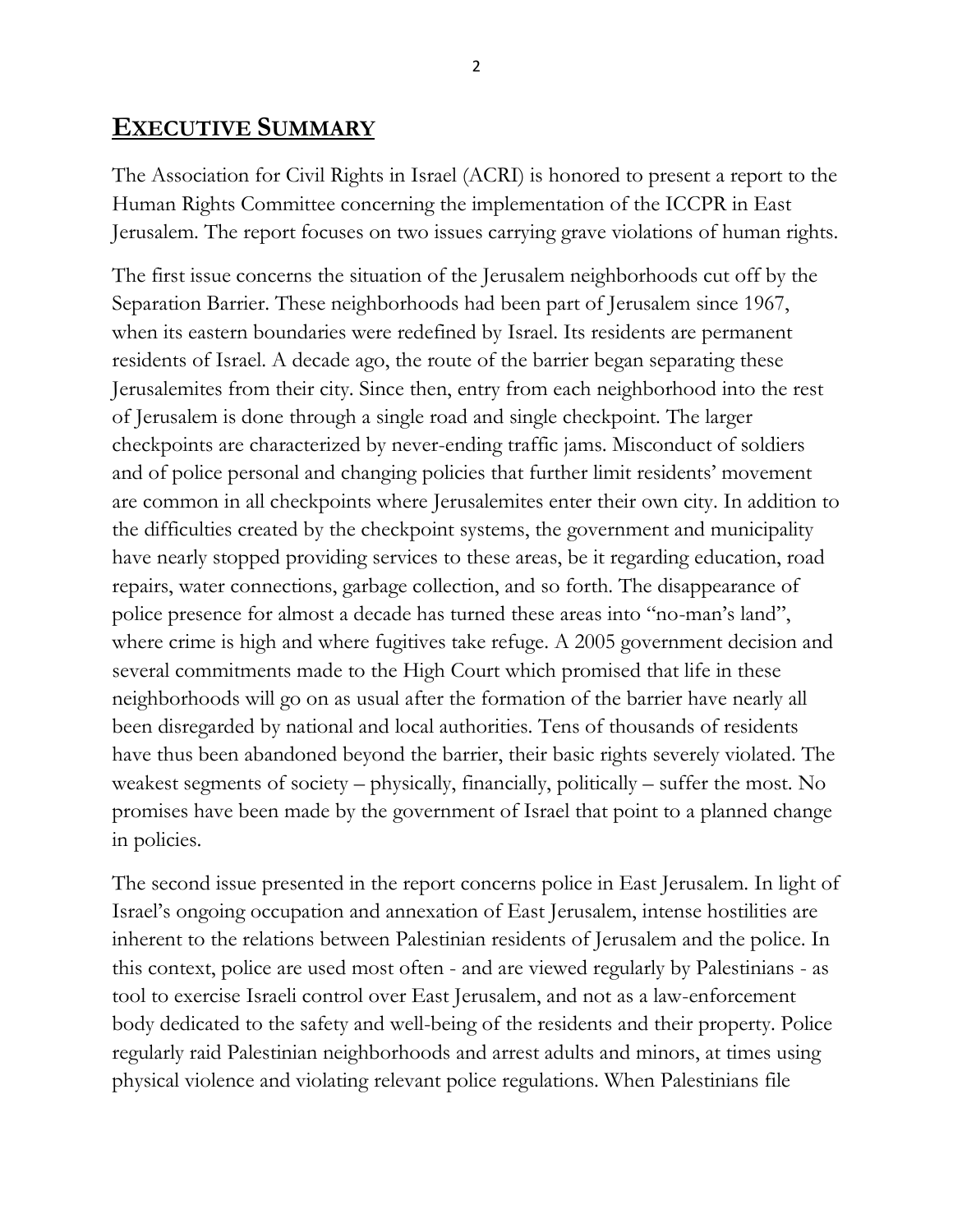## EXECUTIVE SUMMARY

The Association for Civil Rights in Israel (ACRI) is honored to present a report to the Human Rights Committee concerning the implementation of the ICCPR in East Jerusalem. The report focuses on two issues carrying grave violations of human rights.

The first issue concerns the situation of the Jerusalem neighborhoods cut off by the Separation Barrier. These neighborhoods had been part of Jerusalem since 1967, when its eastern boundaries were redefined by Israel. Its residents are permanent residents of Israel. A decade ago, the route of the barrier began separating these Jerusalemites from their city. Since then, entry from each neighborhood into the rest of Jerusalem is done through a single road and single checkpoint. The larger checkpoints are characterized by never-ending traffic jams. Misconduct of soldiers and of police personal and changing policies that further limit residents' movement are common in all checkpoints where Jerusalemites enter their own city. In addition to the difficulties created by the checkpoint systems, the government and municipality have nearly stopped providing services to these areas, be it regarding education, road repairs, water connections, garbage collection, and so forth. The disappearance of police presence for almost a decade has turned these areas into "no-man's land", where crime is high and where fugitives take refuge. A 2005 government decision and several commitments made to the High Court which promised that life in these neighborhoods will go on as usual after the formation of the barrier have nearly all been disregarded by national and local authorities. Tens of thousands of residents have thus been abandoned beyond the barrier, their basic rights severely violated. The weakest segments of society – physically, financially, politically – suffer the most. No promises have been made by the government of Israel that point to a planned change in policies.

The second issue presented in the report concerns police in East Jerusalem. In light of Israel's ongoing occupation and annexation of East Jerusalem, intense hostilities are inherent to the relations between Palestinian residents of Jerusalem and the police. In this context, police are used most often - and are viewed regularly by Palestinians - as tool to exercise Israeli control over East Jerusalem, and not as a law-enforcement body dedicated to the safety and well-being of the residents and their property. Police regularly raid Palestinian neighborhoods and arrest adults and minors, at times using physical violence and violating relevant police regulations. When Palestinians file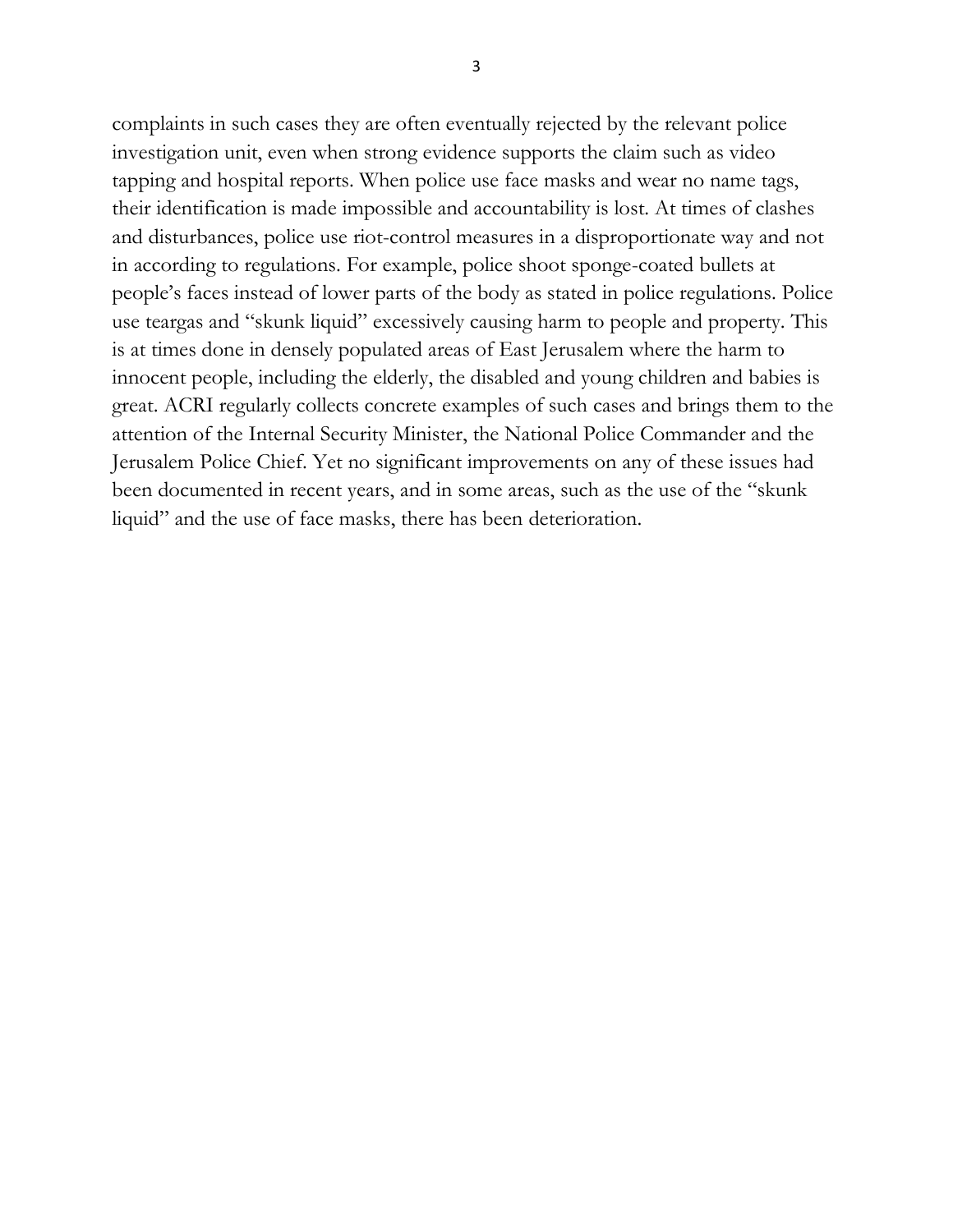complaints in such cases they are often eventually rejected by the relevant police investigation unit, even when strong evidence supports the claim such as video tapping and hospital reports. When police use face masks and wear no name tags, their identification is made impossible and accountability is lost. At times of clashes and disturbances, police use riot-control measures in a disproportionate way and not in according to regulations. For example, police shoot sponge-coated bullets at people's faces instead of lower parts of the body as stated in police regulations. Police use teargas and "skunk liquid" excessively causing harm to people and property. This is at times done in densely populated areas of East Jerusalem where the harm to innocent people, including the elderly, the disabled and young children and babies is great. ACRI regularly collects concrete examples of such cases and brings them to the attention of the Internal Security Minister, the National Police Commander and the Jerusalem Police Chief. Yet no significant improvements on any of these issues had been documented in recent years, and in some areas, such as the use of the "skunk liquid" and the use of face masks, there has been deterioration.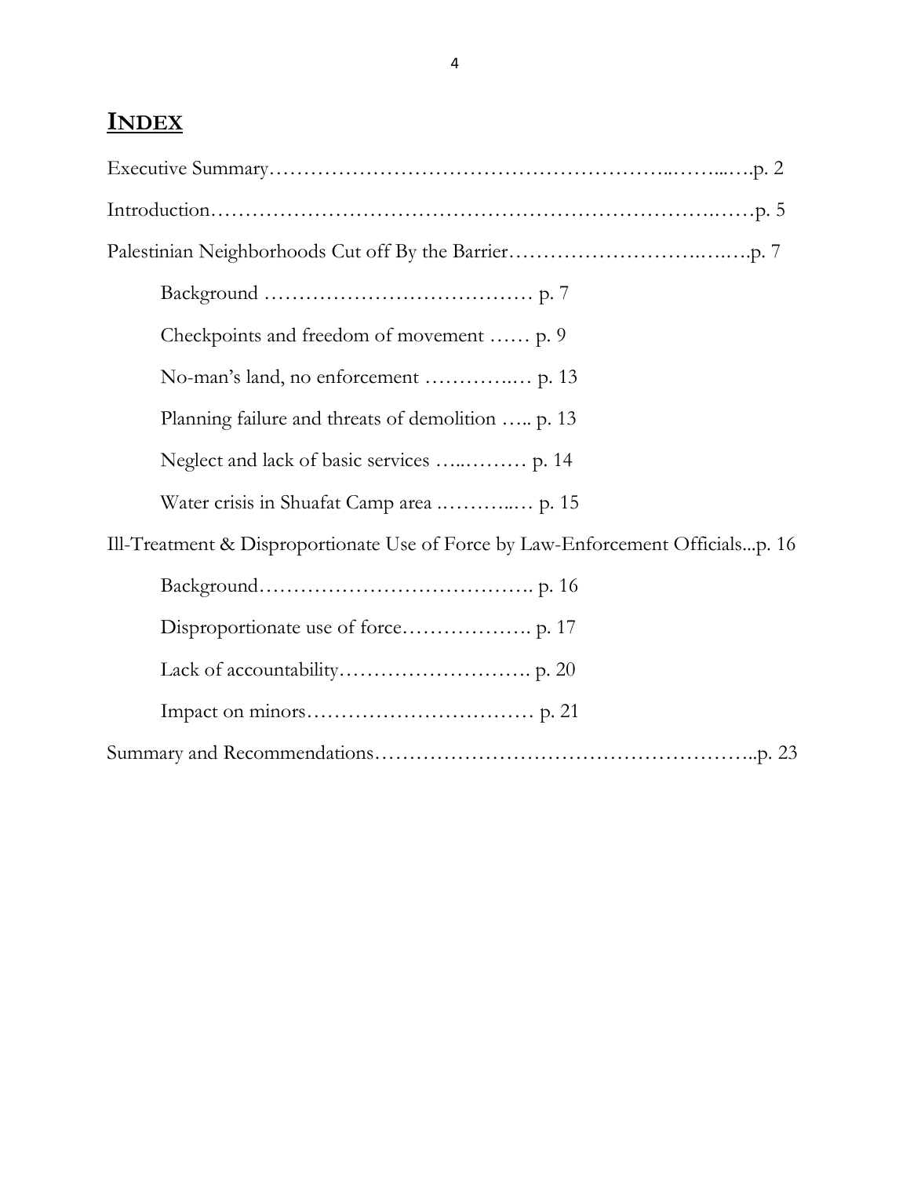# INDEX

Executive Summary………………………………………………..……...….p. 2

Introduction……………………………………………………………….……p. 5

Palestinian Neighborhoods Cut off By the Barrier……………………….…..….p. 7

- Background ………………………………… p. 7
- Checkpoints and freedom of movement …… p. 9
- No-man's land, no enforcement …………..… p. 13
- Planning failure and threats of demolition ….. p. 13
- Neglect and lack of basic services …..……… p. 14
- Water crisis in Shuafat Camp area .………..… p. 15

Ill-Treatment & Disproportionate Use of Force by Law-Enforcement Officials...p. 16

- Background…………………………………. p. 16
- Disproportionate use of force………………. p. 17
- Lack of accountability………………………. p. 20
- Impact on minors…………………………… p. 21

Summary and Recommendations……………………………………………..p. 23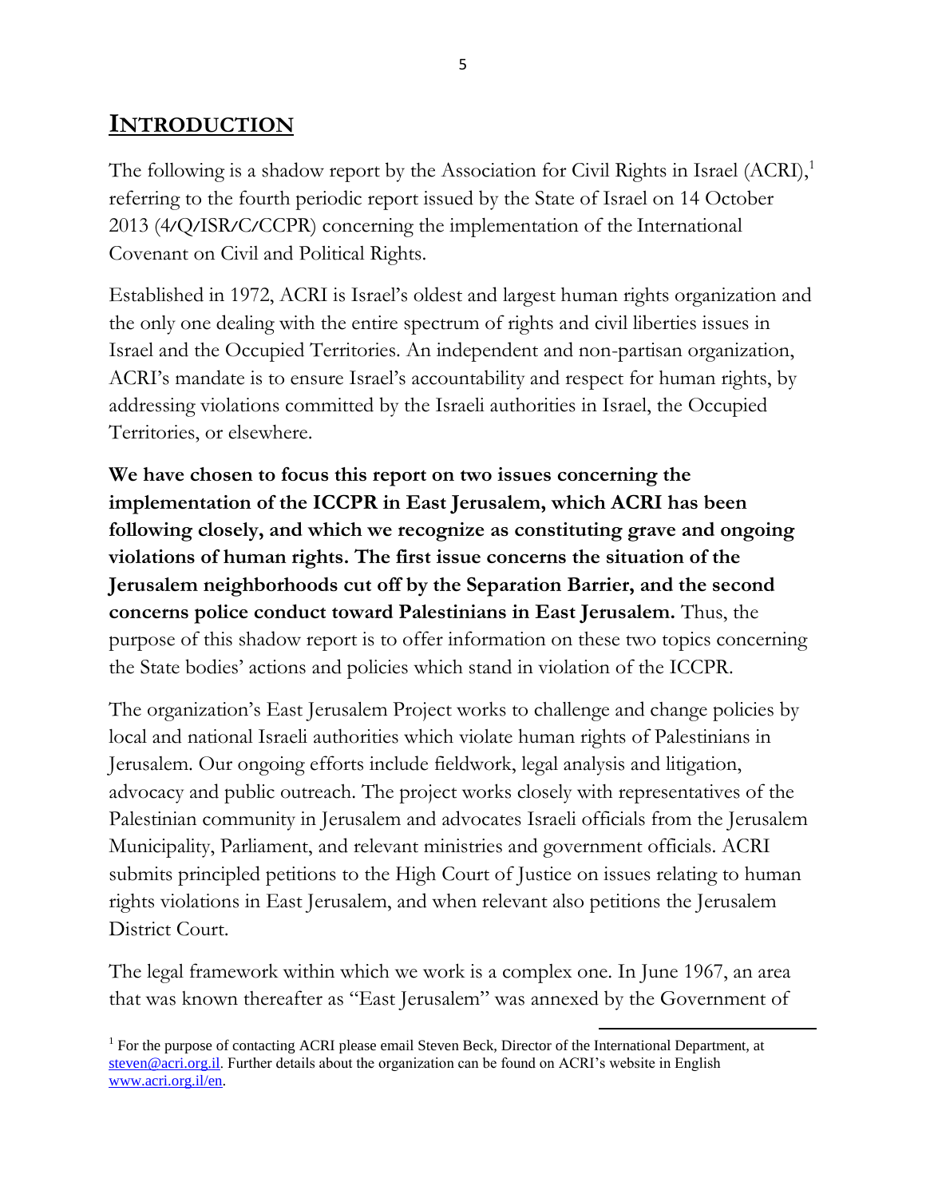# INTRODUCTION

The following is a shadow report by the Association for Civil Rights in Israel (ACRI),[1] referring to the fourth periodic report issued by the State of Israel on 14 October 2013 (4/Q/ISR/C/CCPR) concerning the implementation of the International Covenant on Civil and Political Rights.

Established in 1972, ACRI is Israel's oldest and largest human rights organization and the only one dealing with the entire spectrum of rights and civil liberties issues in Israel and the Occupied Territories. An independent and non-partisan organization, ACRI's mandate is to ensure Israel's accountability and respect for human rights, by addressing violations committed by the Israeli authorities in Israel, the Occupied Territories, or elsewhere.

**We have chosen to focus this report on two issues concerning the implementation of the ICCPR in East Jerusalem, which ACRI has been following closely, and which we recognize as constituting grave and ongoing violations of human rights. The first issue concerns the situation of the Jerusalem neighborhoods cut off by the Separation Barrier, and the second concerns police conduct toward Palestinians in East Jerusalem.** Thus, the purpose of this shadow report is to offer information on these two topics concerning the State bodies' actions and policies which stand in violation of the ICCPR.

The organization's East Jerusalem Project works to challenge and change policies by local and national Israeli authorities which violate human rights of Palestinians in Jerusalem. Our ongoing efforts include fieldwork, legal analysis and litigation, advocacy and public outreach. The project works closely with representatives of the Palestinian community in Jerusalem and advocates Israeli officials from the Jerusalem Municipality, Parliament, and relevant ministries and government officials. ACRI submits principled petitions to the High Court of Justice on issues relating to human rights violations in East Jerusalem, and when relevant also petitions the Jerusalem District Court.

The legal framework within which we work is a complex one. In June 1967, an area that was known thereafter as "East Jerusalem" was annexed by the Government of

[1] For the purpose of contacting ACRI please email Steven Beck, Director of the International Department, at steven@acri.org.il. Further details about the organization can be found on ACRI's website in English www.acri.org.il/en.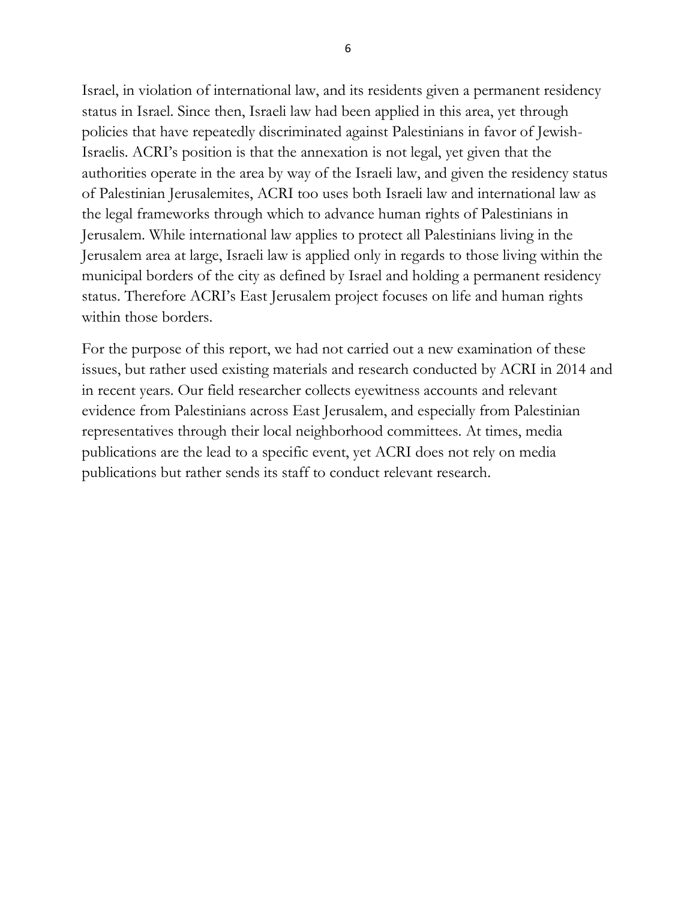Israel, in violation of international law, and its residents given a permanent residency status in Israel. Since then, Israeli law had been applied in this area, yet through policies that have repeatedly discriminated against Palestinians in favor of Jewish-Israelis. ACRI's position is that the annexation is not legal, yet given that the authorities operate in the area by way of the Israeli law, and given the residency status of Palestinian Jerusalemites, ACRI too uses both Israeli law and international law as the legal frameworks through which to advance human rights of Palestinians in Jerusalem. While international law applies to protect all Palestinians living in the Jerusalem area at large, Israeli law is applied only in regards to those living within the municipal borders of the city as defined by Israel and holding a permanent residency status. Therefore ACRI's East Jerusalem project focuses on life and human rights within those borders.

For the purpose of this report, we had not carried out a new examination of these issues, but rather used existing materials and research conducted by ACRI in 2014 and in recent years. Our field researcher collects eyewitness accounts and relevant evidence from Palestinians across East Jerusalem, and especially from Palestinian representatives through their local neighborhood committees. At times, media publications are the lead to a specific event, yet ACRI does not rely on media publications but rather sends its staff to conduct relevant research.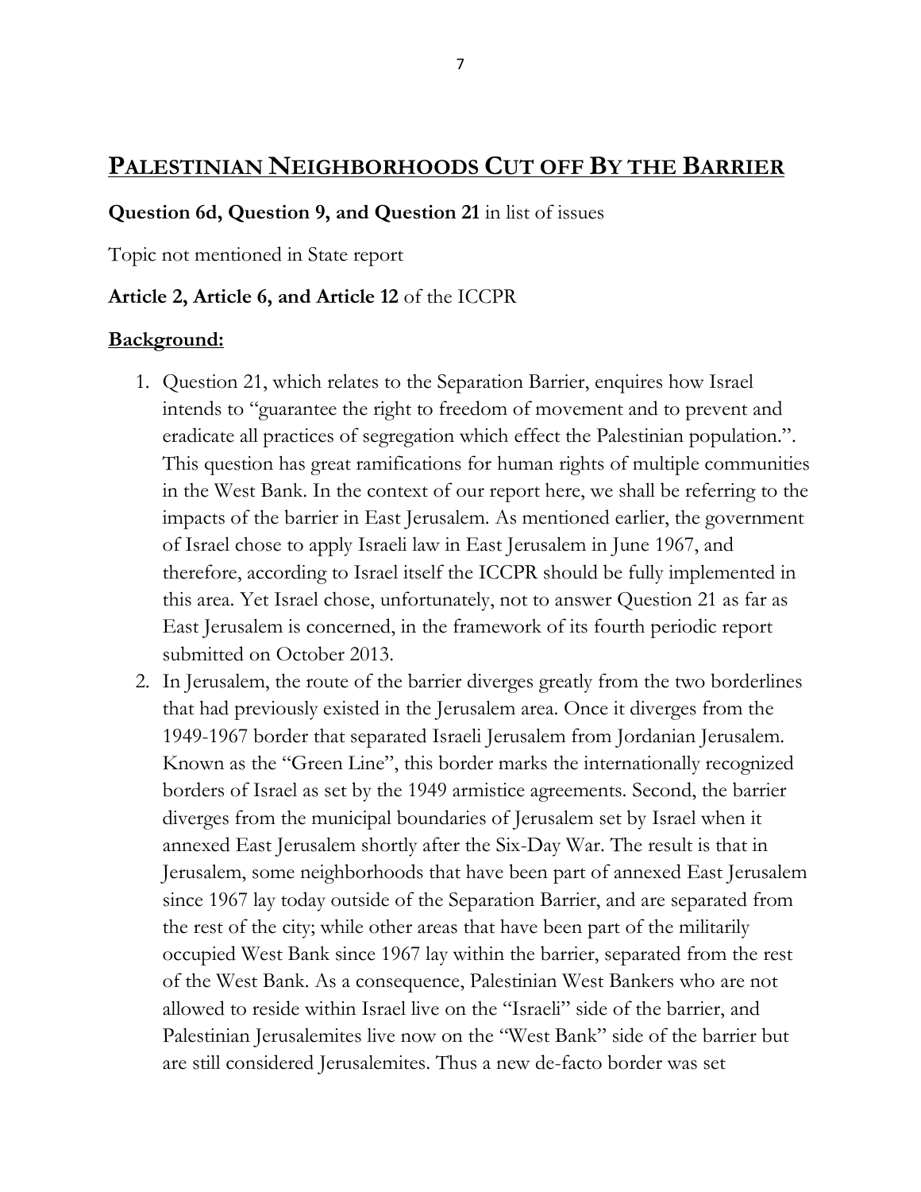# PALESTINIAN NEIGHBORHOODS CUT OFF BY THE BARRIER

**Question 6d, Question 9, and Question 21** in list of issues

Topic not mentioned in State report

**Article 2, Article 6, and Article 12** of the ICCPR

## Background:

1. Question 21, which relates to the Separation Barrier, enquires how Israel intends to "guarantee the right to freedom of movement and to prevent and eradicate all practices of segregation which effect the Palestinian population.". This question has great ramifications for human rights of multiple communities in the West Bank. In the context of our report here, we shall be referring to the impacts of the barrier in East Jerusalem. As mentioned earlier, the government of Israel chose to apply Israeli law in East Jerusalem in June 1967, and therefore, according to Israel itself the ICCPR should be fully implemented in this area. Yet Israel chose, unfortunately, not to answer Question 21 as far as East Jerusalem is concerned, in the framework of its fourth periodic report submitted on October 2013.
2. In Jerusalem, the route of the barrier diverges greatly from the two borderlines that had previously existed in the Jerusalem area. Once it diverges from the 1949-1967 border that separated Israeli Jerusalem from Jordanian Jerusalem. Known as the "Green Line", this border marks the internationally recognized borders of Israel as set by the 1949 armistice agreements. Second, the barrier diverges from the municipal boundaries of Jerusalem set by Israel when it annexed East Jerusalem shortly after the Six-Day War. The result is that in Jerusalem, some neighborhoods that have been part of annexed East Jerusalem since 1967 lay today outside of the Separation Barrier, and are separated from the rest of the city; while other areas that have been part of the militarily occupied West Bank since 1967 lay within the barrier, separated from the rest of the West Bank. As a consequence, Palestinian West Bankers who are not allowed to reside within Israel live on the "Israeli" side of the barrier, and Palestinian Jerusalemites live now on the "West Bank" side of the barrier but are still considered Jerusalemites. Thus a new de-facto border was set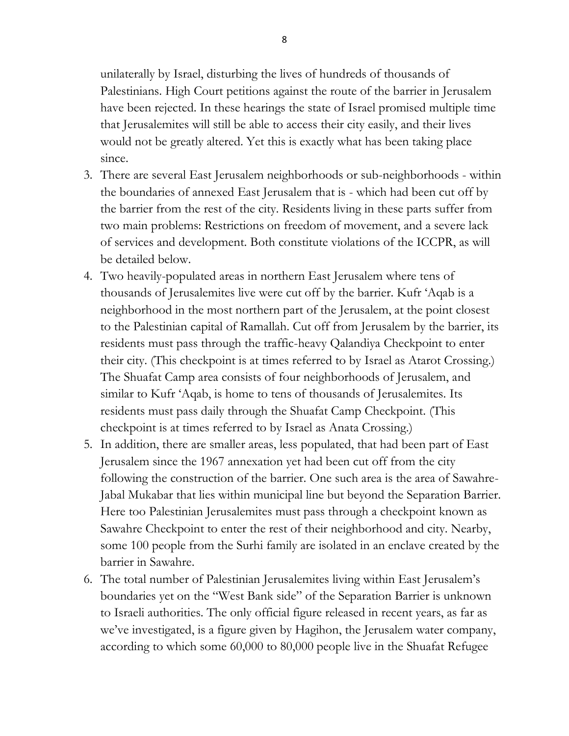unilaterally by Israel, disturbing the lives of hundreds of thousands of Palestinians. High Court petitions against the route of the barrier in Jerusalem have been rejected. In these hearings the state of Israel promised multiple time that Jerusalemites will still be able to access their city easily, and their lives would not be greatly altered. Yet this is exactly what has been taking place since.

3. There are several East Jerusalem neighborhoods or sub-neighborhoods - within the boundaries of annexed East Jerusalem that is - which had been cut off by the barrier from the rest of the city. Residents living in these parts suffer from two main problems: Restrictions on freedom of movement, and a severe lack of services and development. Both constitute violations of the ICCPR, as will be detailed below.
4. Two heavily-populated areas in northern East Jerusalem where tens of thousands of Jerusalemites live were cut off by the barrier. Kufr 'Aqab is a neighborhood in the most northern part of the Jerusalem, at the point closest to the Palestinian capital of Ramallah. Cut off from Jerusalem by the barrier, its residents must pass through the traffic-heavy Qalandiya Checkpoint to enter their city. (This checkpoint is at times referred to by Israel as Atarot Crossing.) The Shuafat Camp area consists of four neighborhoods of Jerusalem, and similar to Kufr 'Aqab, is home to tens of thousands of Jerusalemites. Its residents must pass daily through the Shuafat Camp Checkpoint. (This checkpoint is at times referred to by Israel as Anata Crossing.)
5. In addition, there are smaller areas, less populated, that had been part of East Jerusalem since the 1967 annexation yet had been cut off from the city following the construction of the barrier. One such area is the area of Sawahre-Jabal Mukabar that lies within municipal line but beyond the Separation Barrier. Here too Palestinian Jerusalemites must pass through a checkpoint known as Sawahre Checkpoint to enter the rest of their neighborhood and city. Nearby, some 100 people from the Surhi family are isolated in an enclave created by the barrier in Sawahre.
6. The total number of Palestinian Jerusalemites living within East Jerusalem's boundaries yet on the "West Bank side" of the Separation Barrier is unknown to Israeli authorities. The only official figure released in recent years, as far as we've investigated, is a figure given by Hagihon, the Jerusalem water company, according to which some 60,000 to 80,000 people live in the Shuafat Refugee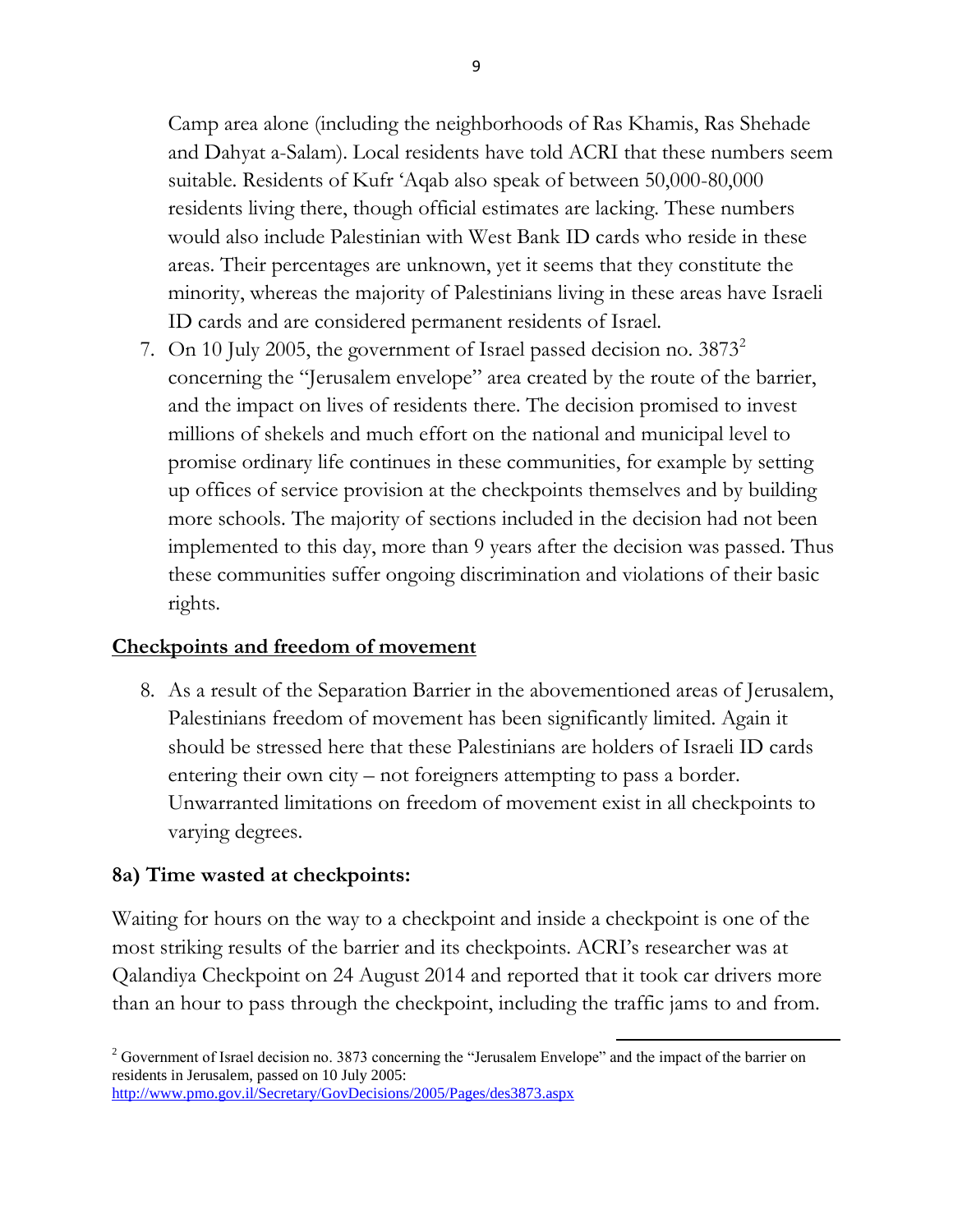Camp area alone (including the neighborhoods of Ras Khamis, Ras Shehade and Dahyat a-Salam). Local residents have told ACRI that these numbers seem suitable. Residents of Kufr 'Aqab also speak of between 50,000-80,000 residents living there, though official estimates are lacking. These numbers would also include Palestinian with West Bank ID cards who reside in these areas. Their percentages are unknown, yet it seems that they constitute the minority, whereas the majority of Palestinians living in these areas have Israeli ID cards and are considered permanent residents of Israel.

7. On 10 July 2005, the government of Israel passed decision no. 3873[2] concerning the "Jerusalem envelope" area created by the route of the barrier, and the impact on lives of residents there. The decision promised to invest millions of shekels and much effort on the national and municipal level to promise ordinary life continues in these communities, for example by setting up offices of service provision at the checkpoints themselves and by building more schools. The majority of sections included in the decision had not been implemented to this day, more than 9 years after the decision was passed. Thus these communities suffer ongoing discrimination and violations of their basic rights.

## Checkpoints and freedom of movement

8. As a result of the Separation Barrier in the abovementioned areas of Jerusalem, Palestinians freedom of movement has been significantly limited. Again it should be stressed here that these Palestinians are holders of Israeli ID cards entering their own city – not foreigners attempting to pass a border. Unwarranted limitations on freedom of movement exist in all checkpoints to varying degrees.

### 8a) Time wasted at checkpoints:

Waiting for hours on the way to a checkpoint and inside a checkpoint is one of the most striking results of the barrier and its checkpoints. ACRI's researcher was at Qalandiya Checkpoint on 24 August 2014 and reported that it took car drivers more than an hour to pass through the checkpoint, including the traffic jams to and from.

---

[2] Government of Israel decision no. 3873 concerning the "Jerusalem Envelope" and the impact of the barrier on residents in Jerusalem, passed on 10 July 2005: http://www.pmo.gov.il/Secretary/GovDecisions/2005/Pages/des3873.aspx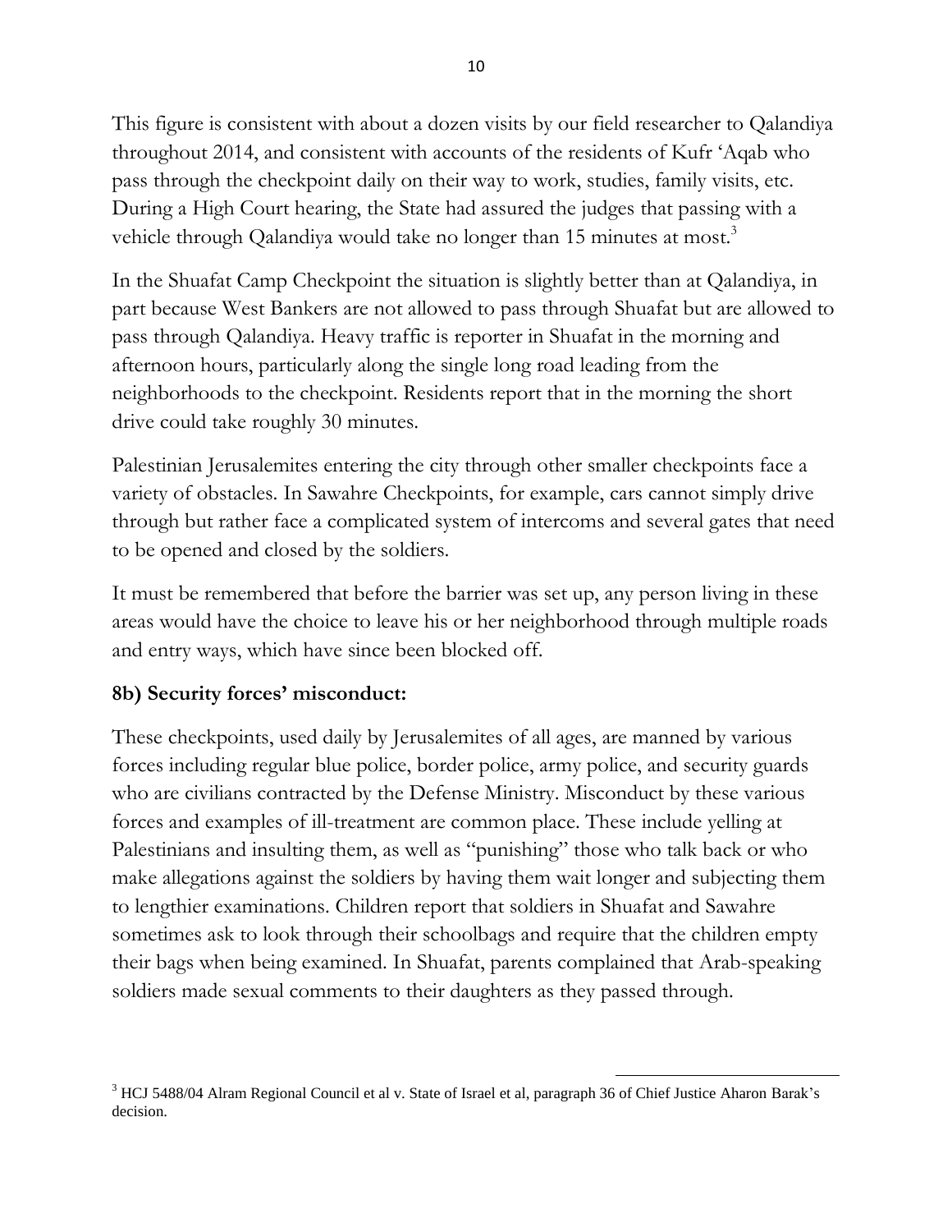This figure is consistent with about a dozen visits by our field researcher to Qalandiya throughout 2014, and consistent with accounts of the residents of Kufr 'Aqab who pass through the checkpoint daily on their way to work, studies, family visits, etc. During a High Court hearing, the State had assured the judges that passing with a vehicle through Qalandiya would take no longer than 15 minutes at most.[3]

In the Shuafat Camp Checkpoint the situation is slightly better than at Qalandiya, in part because West Bankers are not allowed to pass through Shuafat but are allowed to pass through Qalandiya. Heavy traffic is reporter in Shuafat in the morning and afternoon hours, particularly along the single long road leading from the neighborhoods to the checkpoint. Residents report that in the morning the short drive could take roughly 30 minutes.

Palestinian Jerusalemites entering the city through other smaller checkpoints face a variety of obstacles. In Sawahre Checkpoints, for example, cars cannot simply drive through but rather face a complicated system of intercoms and several gates that need to be opened and closed by the soldiers.

It must be remembered that before the barrier was set up, any person living in these areas would have the choice to leave his or her neighborhood through multiple roads and entry ways, which have since been blocked off.

### 8b) Security forces' misconduct:

These checkpoints, used daily by Jerusalemites of all ages, are manned by various forces including regular blue police, border police, army police, and security guards who are civilians contracted by the Defense Ministry. Misconduct by these various forces and examples of ill-treatment are common place. These include yelling at Palestinians and insulting them, as well as "punishing" those who talk back or who make allegations against the soldiers by having them wait longer and subjecting them to lengthier examinations. Children report that soldiers in Shuafat and Sawahre sometimes ask to look through their schoolbags and require that the children empty their bags when being examined. In Shuafat, parents complained that Arab-speaking soldiers made sexual comments to their daughters as they passed through.

---

[3] HCJ 5488/04 Alram Regional Council et al v. State of Israel et al, paragraph 36 of Chief Justice Aharon Barak's decision.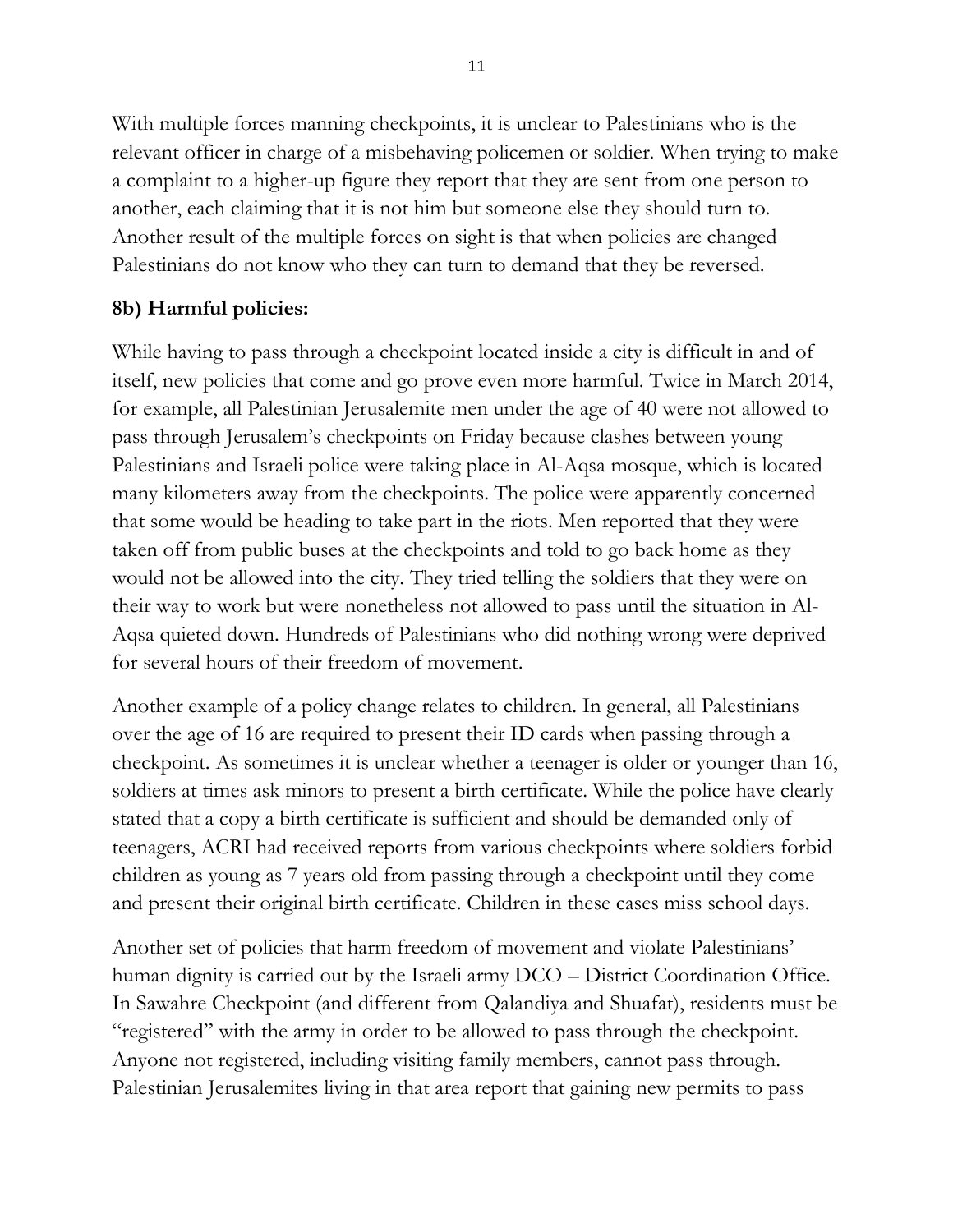With multiple forces manning checkpoints, it is unclear to Palestinians who is the relevant officer in charge of a misbehaving policemen or soldier. When trying to make a complaint to a higher-up figure they report that they are sent from one person to another, each claiming that it is not him but someone else they should turn to. Another result of the multiple forces on sight is that when policies are changed Palestinians do not know who they can turn to demand that they be reversed.

**8b) Harmful policies:**

While having to pass through a checkpoint located inside a city is difficult in and of itself, new policies that come and go prove even more harmful. Twice in March 2014, for example, all Palestinian Jerusalemite men under the age of 40 were not allowed to pass through Jerusalem's checkpoints on Friday because clashes between young Palestinians and Israeli police were taking place in Al-Aqsa mosque, which is located many kilometers away from the checkpoints. The police were apparently concerned that some would be heading to take part in the riots. Men reported that they were taken off from public buses at the checkpoints and told to go back home as they would not be allowed into the city. They tried telling the soldiers that they were on their way to work but were nonetheless not allowed to pass until the situation in Al-Aqsa quieted down. Hundreds of Palestinians who did nothing wrong were deprived for several hours of their freedom of movement.

Another example of a policy change relates to children. In general, all Palestinians over the age of 16 are required to present their ID cards when passing through a checkpoint. As sometimes it is unclear whether a teenager is older or younger than 16, soldiers at times ask minors to present a birth certificate. While the police have clearly stated that a copy a birth certificate is sufficient and should be demanded only of teenagers, ACRI had received reports from various checkpoints where soldiers forbid children as young as 7 years old from passing through a checkpoint until they come and present their original birth certificate. Children in these cases miss school days.

Another set of policies that harm freedom of movement and violate Palestinians' human dignity is carried out by the Israeli army DCO – District Coordination Office. In Sawahre Checkpoint (and different from Qalandiya and Shuafat), residents must be "registered" with the army in order to be allowed to pass through the checkpoint. Anyone not registered, including visiting family members, cannot pass through. Palestinian Jerusalemites living in that area report that gaining new permits to pass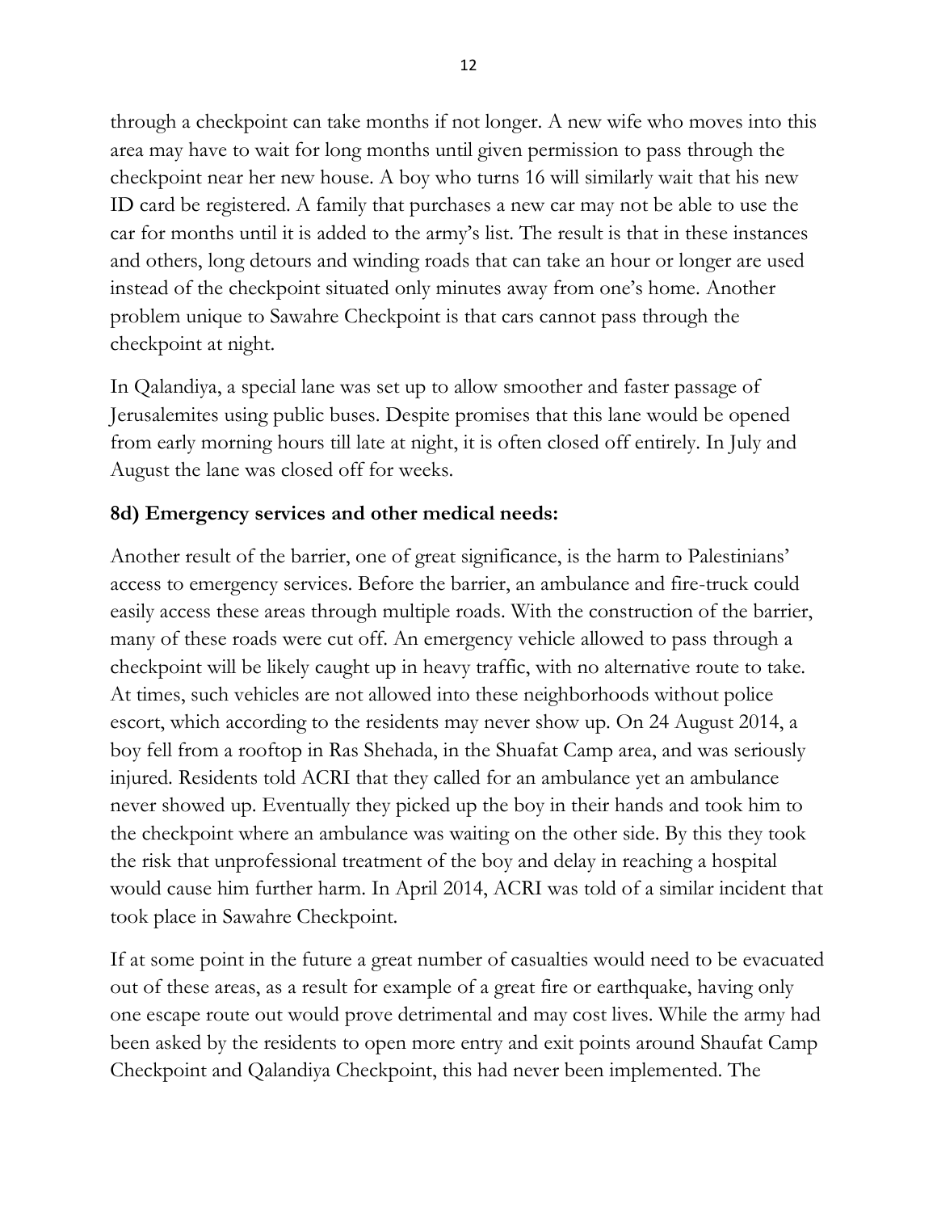through a checkpoint can take months if not longer. A new wife who moves into this area may have to wait for long months until given permission to pass through the checkpoint near her new house. A boy who turns 16 will similarly wait that his new ID card be registered. A family that purchases a new car may not be able to use the car for months until it is added to the army's list. The result is that in these instances and others, long detours and winding roads that can take an hour or longer are used instead of the checkpoint situated only minutes away from one's home. Another problem unique to Sawahre Checkpoint is that cars cannot pass through the checkpoint at night.

In Qalandiya, a special lane was set up to allow smoother and faster passage of Jerusalemites using public buses. Despite promises that this lane would be opened from early morning hours till late at night, it is often closed off entirely. In July and August the lane was closed off for weeks.

### 8d) Emergency services and other medical needs:

Another result of the barrier, one of great significance, is the harm to Palestinians' access to emergency services. Before the barrier, an ambulance and fire-truck could easily access these areas through multiple roads. With the construction of the barrier, many of these roads were cut off. An emergency vehicle allowed to pass through a checkpoint will be likely caught up in heavy traffic, with no alternative route to take. At times, such vehicles are not allowed into these neighborhoods without police escort, which according to the residents may never show up. On 24 August 2014, a boy fell from a rooftop in Ras Shehada, in the Shuafat Camp area, and was seriously injured. Residents told ACRI that they called for an ambulance yet an ambulance never showed up. Eventually they picked up the boy in their hands and took him to the checkpoint where an ambulance was waiting on the other side. By this they took the risk that unprofessional treatment of the boy and delay in reaching a hospital would cause him further harm. In April 2014, ACRI was told of a similar incident that took place in Sawahre Checkpoint.

If at some point in the future a great number of casualties would need to be evacuated out of these areas, as a result for example of a great fire or earthquake, having only one escape route out would prove detrimental and may cost lives. While the army had been asked by the residents to open more entry and exit points around Shaufat Camp Checkpoint and Qalandiya Checkpoint, this had never been implemented. The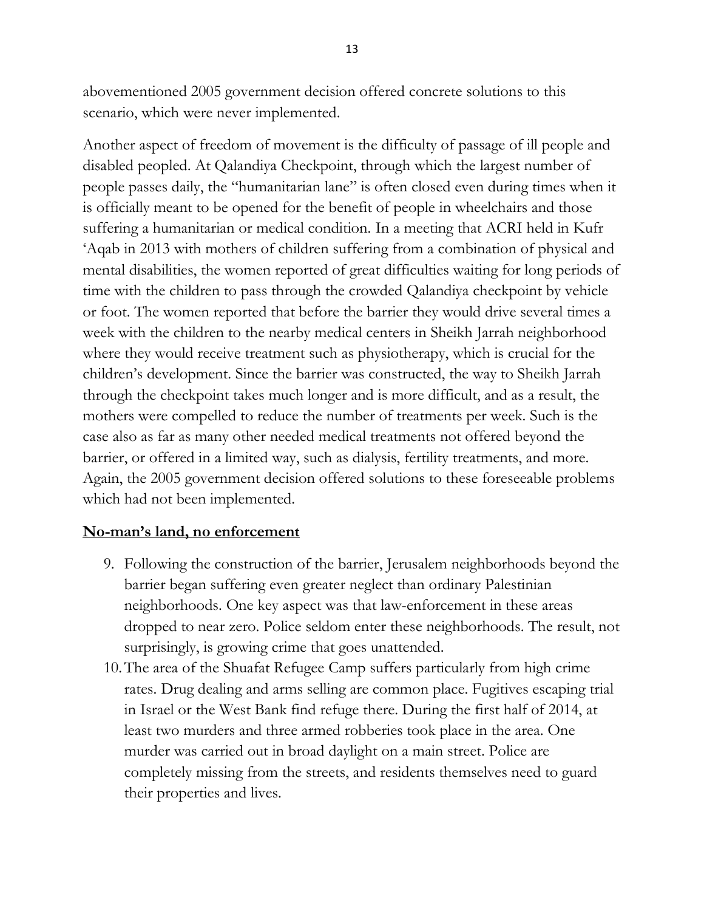abovementioned 2005 government decision offered concrete solutions to this scenario, which were never implemented.

Another aspect of freedom of movement is the difficulty of passage of ill people and disabled peopled. At Qalandiya Checkpoint, through which the largest number of people passes daily, the "humanitarian lane" is often closed even during times when it is officially meant to be opened for the benefit of people in wheelchairs and those suffering a humanitarian or medical condition. In a meeting that ACRI held in Kufr 'Aqab in 2013 with mothers of children suffering from a combination of physical and mental disabilities, the women reported of great difficulties waiting for long periods of time with the children to pass through the crowded Qalandiya checkpoint by vehicle or foot. The women reported that before the barrier they would drive several times a week with the children to the nearby medical centers in Sheikh Jarrah neighborhood where they would receive treatment such as physiotherapy, which is crucial for the children's development. Since the barrier was constructed, the way to Sheikh Jarrah through the checkpoint takes much longer and is more difficult, and as a result, the mothers were compelled to reduce the number of treatments per week. Such is the case also as far as many other needed medical treatments not offered beyond the barrier, or offered in a limited way, such as dialysis, fertility treatments, and more. Again, the 2005 government decision offered solutions to these foreseeable problems which had not been implemented.

**No-man's land, no enforcement**

9. Following the construction of the barrier, Jerusalem neighborhoods beyond the barrier began suffering even greater neglect than ordinary Palestinian neighborhoods. One key aspect was that law-enforcement in these areas dropped to near zero. Police seldom enter these neighborhoods. The result, not surprisingly, is growing crime that goes unattended.
10. The area of the Shuafat Refugee Camp suffers particularly from high crime rates. Drug dealing and arms selling are common place. Fugitives escaping trial in Israel or the West Bank find refuge there. During the first half of 2014, at least two murders and three armed robberies took place in the area. One murder was carried out in broad daylight on a main street. Police are completely missing from the streets, and residents themselves need to guard their properties and lives.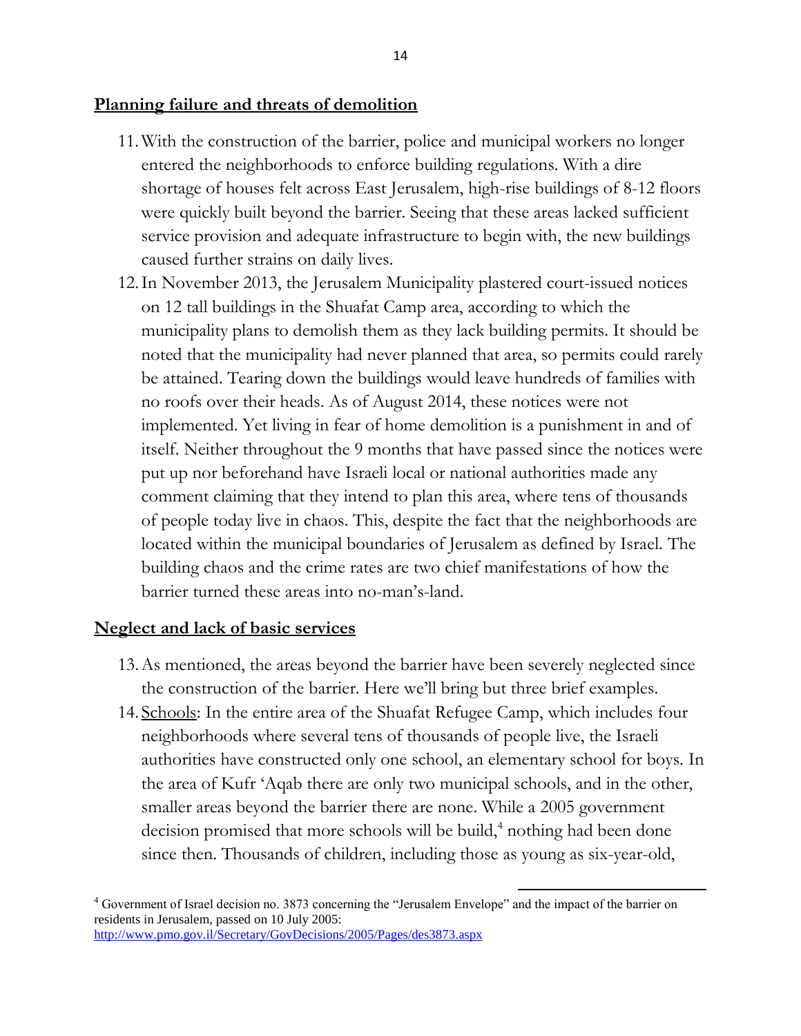**Planning failure and threats of demolition**

11. With the construction of the barrier, police and municipal workers no longer entered the neighborhoods to enforce building regulations. With a dire shortage of houses felt across East Jerusalem, high-rise buildings of 8-12 floors were quickly built beyond the barrier. Seeing that these areas lacked sufficient service provision and adequate infrastructure to begin with, the new buildings caused further strains on daily lives.
12. In November 2013, the Jerusalem Municipality plastered court-issued notices on 12 tall buildings in the Shuafat Camp area, according to which the municipality plans to demolish them as they lack building permits. It should be noted that the municipality had never planned that area, so permits could rarely be attained. Tearing down the buildings would leave hundreds of families with no roofs over their heads. As of August 2014, these notices were not implemented. Yet living in fear of home demolition is a punishment in and of itself. Neither throughout the 9 months that have passed since the notices were put up nor beforehand have Israeli local or national authorities made any comment claiming that they intend to plan this area, where tens of thousands of people today live in chaos. This, despite the fact that the neighborhoods are located within the municipal boundaries of Jerusalem as defined by Israel. The building chaos and the crime rates are two chief manifestations of how the barrier turned these areas into no-man's-land.

**Neglect and lack of basic services**

13. As mentioned, the areas beyond the barrier have been severely neglected since the construction of the barrier. Here we'll bring but three brief examples.
14. Schools: In the entire area of the Shuafat Refugee Camp, which includes four neighborhoods where several tens of thousands of people live, the Israeli authorities have constructed only one school, an elementary school for boys. In the area of Kufr 'Aqab there are only two municipal schools, and in the other, smaller areas beyond the barrier there are none. While a 2005 government decision promised that more schools will be build,[4] nothing had been done since then. Thousands of children, including those as young as six-year-old,

[4] Government of Israel decision no. 3873 concerning the "Jerusalem Envelope" and the impact of the barrier on residents in Jerusalem, passed on 10 July 2005: http://www.pmo.gov.il/Secretary/GovDecisions/2005/Pages/des3873.aspx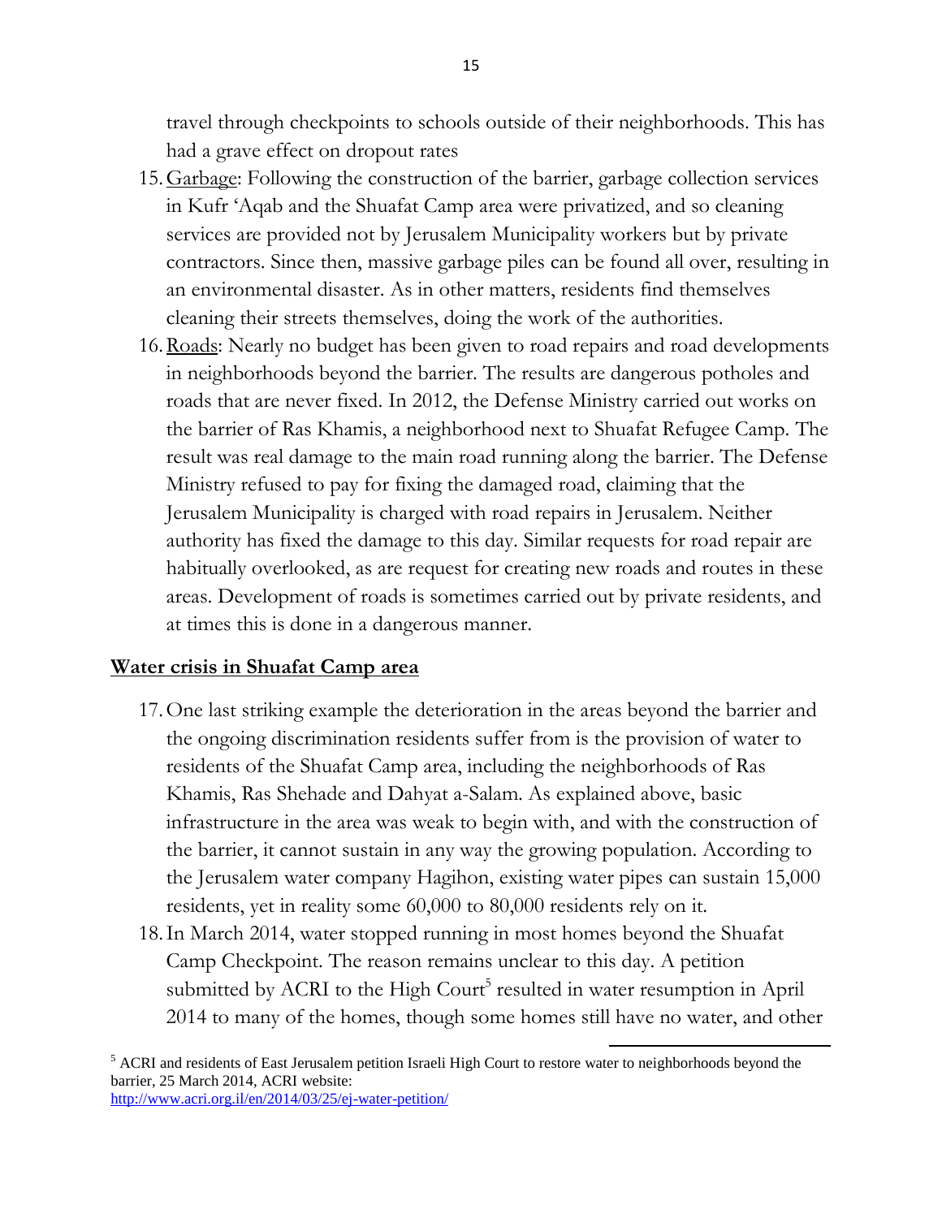travel through checkpoints to schools outside of their neighborhoods. This has had a grave effect on dropout rates

15. Garbage: Following the construction of the barrier, garbage collection services in Kufr 'Aqab and the Shuafat Camp area were privatized, and so cleaning services are provided not by Jerusalem Municipality workers but by private contractors. Since then, massive garbage piles can be found all over, resulting in an environmental disaster. As in other matters, residents find themselves cleaning their streets themselves, doing the work of the authorities.
16. Roads: Nearly no budget has been given to road repairs and road developments in neighborhoods beyond the barrier. The results are dangerous potholes and roads that are never fixed. In 2012, the Defense Ministry carried out works on the barrier of Ras Khamis, a neighborhood next to Shuafat Refugee Camp. The result was real damage to the main road running along the barrier. The Defense Ministry refused to pay for fixing the damaged road, claiming that the Jerusalem Municipality is charged with road repairs in Jerusalem. Neither authority has fixed the damage to this day. Similar requests for road repair are habitually overlooked, as are request for creating new roads and routes in these areas. Development of roads is sometimes carried out by private residents, and at times this is done in a dangerous manner.

## Water crisis in Shuafat Camp area

17. One last striking example the deterioration in the areas beyond the barrier and the ongoing discrimination residents suffer from is the provision of water to residents of the Shuafat Camp area, including the neighborhoods of Ras Khamis, Ras Shehade and Dahyat a-Salam. As explained above, basic infrastructure in the area was weak to begin with, and with the construction of the barrier, it cannot sustain in any way the growing population. According to the Jerusalem water company Hagihon, existing water pipes can sustain 15,000 residents, yet in reality some 60,000 to 80,000 residents rely on it.
18. In March 2014, water stopped running in most homes beyond the Shuafat Camp Checkpoint. The reason remains unclear to this day. A petition submitted by ACRI to the High Court[5] resulted in water resumption in April 2014 to many of the homes, though some homes still have no water, and other

[5] ACRI and residents of East Jerusalem petition Israeli High Court to restore water to neighborhoods beyond the barrier, 25 March 2014, ACRI website: http://www.acri.org.il/en/2014/03/25/ej-water-petition/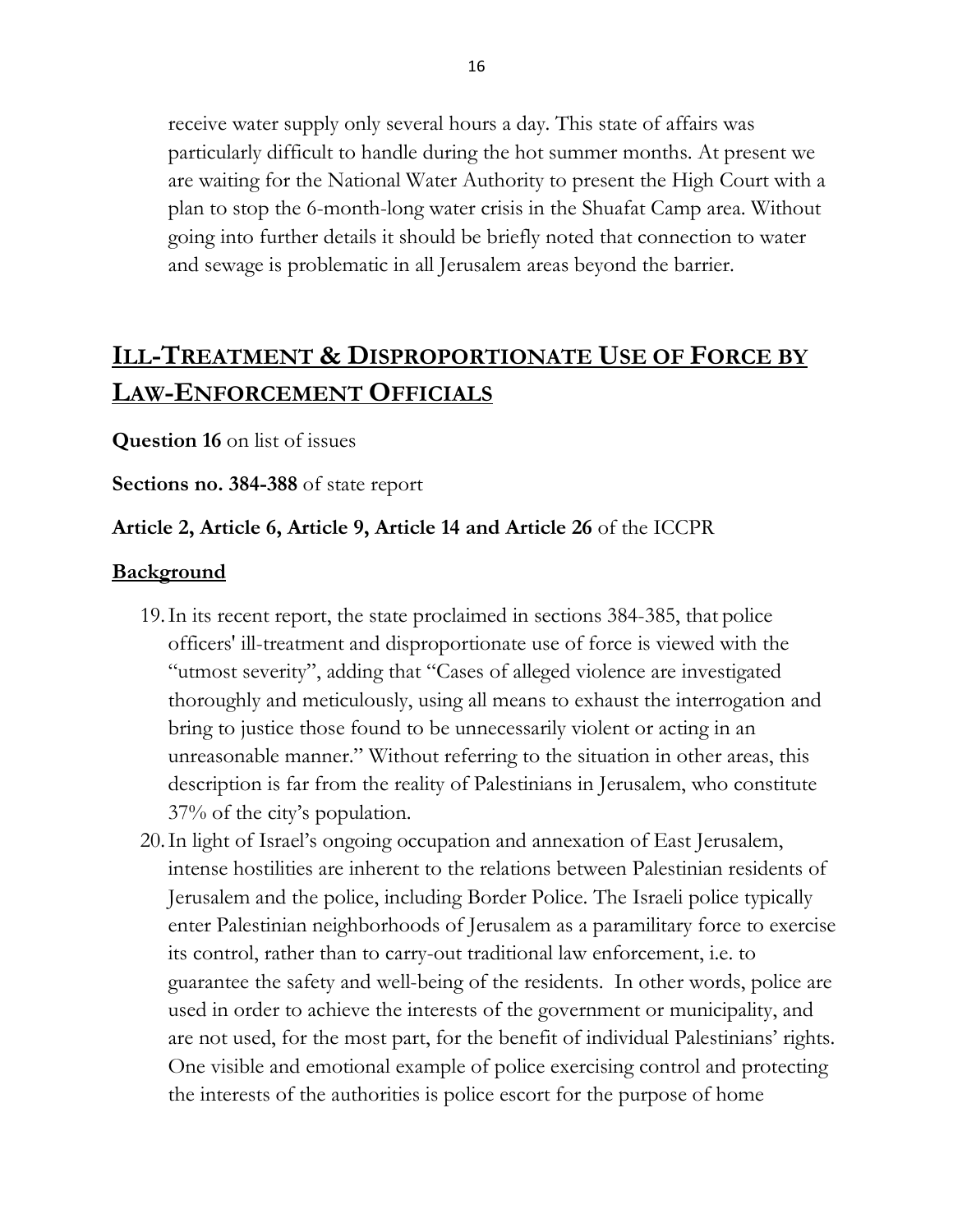receive water supply only several hours a day. This state of affairs was particularly difficult to handle during the hot summer months. At present we are waiting for the National Water Authority to present the High Court with a plan to stop the 6-month-long water crisis in the Shuafat Camp area. Without going into further details it should be briefly noted that connection to water and sewage is problematic in all Jerusalem areas beyond the barrier.

## ILL-TREATMENT & DISPROPORTIONATE USE OF FORCE BY LAW-ENFORCEMENT OFFICIALS

**Question 16** on list of issues

**Sections no. 384-388** of state report

**Article 2, Article 6, Article 9, Article 14 and Article 26** of the ICCPR

**Background**

19. In its recent report, the state proclaimed in sections 384-385, that police officers' ill-treatment and disproportionate use of force is viewed with the "utmost severity", adding that "Cases of alleged violence are investigated thoroughly and meticulously, using all means to exhaust the interrogation and bring to justice those found to be unnecessarily violent or acting in an unreasonable manner." Without referring to the situation in other areas, this description is far from the reality of Palestinians in Jerusalem, who constitute 37% of the city's population.
20. In light of Israel's ongoing occupation and annexation of East Jerusalem, intense hostilities are inherent to the relations between Palestinian residents of Jerusalem and the police, including Border Police. The Israeli police typically enter Palestinian neighborhoods of Jerusalem as a paramilitary force to exercise its control, rather than to carry-out traditional law enforcement, i.e. to guarantee the safety and well-being of the residents. In other words, police are used in order to achieve the interests of the government or municipality, and are not used, for the most part, for the benefit of individual Palestinians' rights. One visible and emotional example of police exercising control and protecting the interests of the authorities is police escort for the purpose of home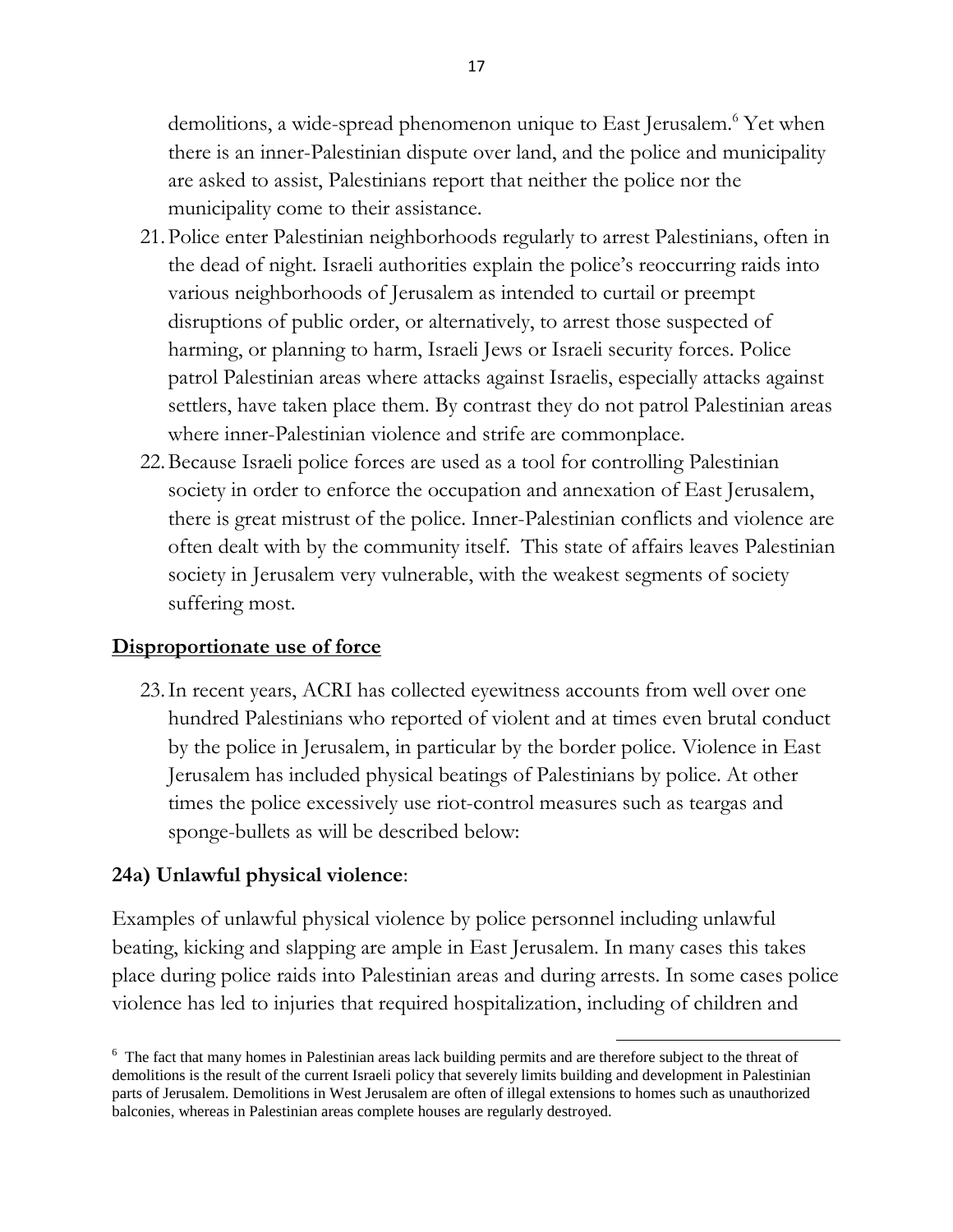demolitions, a wide-spread phenomenon unique to East Jerusalem.[6] Yet when there is an inner-Palestinian dispute over land, and the police and municipality are asked to assist, Palestinians report that neither the police nor the municipality come to their assistance.

21. Police enter Palestinian neighborhoods regularly to arrest Palestinians, often in the dead of night. Israeli authorities explain the police's reoccurring raids into various neighborhoods of Jerusalem as intended to curtail or preempt disruptions of public order, or alternatively, to arrest those suspected of harming, or planning to harm, Israeli Jews or Israeli security forces. Police patrol Palestinian areas where attacks against Israelis, especially attacks against settlers, have taken place them. By contrast they do not patrol Palestinian areas where inner-Palestinian violence and strife are commonplace.
22. Because Israeli police forces are used as a tool for controlling Palestinian society in order to enforce the occupation and annexation of East Jerusalem, there is great mistrust of the police. Inner-Palestinian conflicts and violence are often dealt with by the community itself. This state of affairs leaves Palestinian society in Jerusalem very vulnerable, with the weakest segments of society suffering most.

## Disproportionate use of force

23. In recent years, ACRI has collected eyewitness accounts from well over one hundred Palestinians who reported of violent and at times even brutal conduct by the police in Jerusalem, in particular by the border police. Violence in East Jerusalem has included physical beatings of Palestinians by police. At other times the police excessively use riot-control measures such as teargas and sponge-bullets as will be described below:

### 24a) Unlawful physical violence:

Examples of unlawful physical violence by police personnel including unlawful beating, kicking and slapping are ample in East Jerusalem. In many cases this takes place during police raids into Palestinian areas and during arrests. In some cases police violence has led to injuries that required hospitalization, including of children and

---

[6] The fact that many homes in Palestinian areas lack building permits and are therefore subject to the threat of demolitions is the result of the current Israeli policy that severely limits building and development in Palestinian parts of Jerusalem. Demolitions in West Jerusalem are often of illegal extensions to homes such as unauthorized balconies, whereas in Palestinian areas complete houses are regularly destroyed.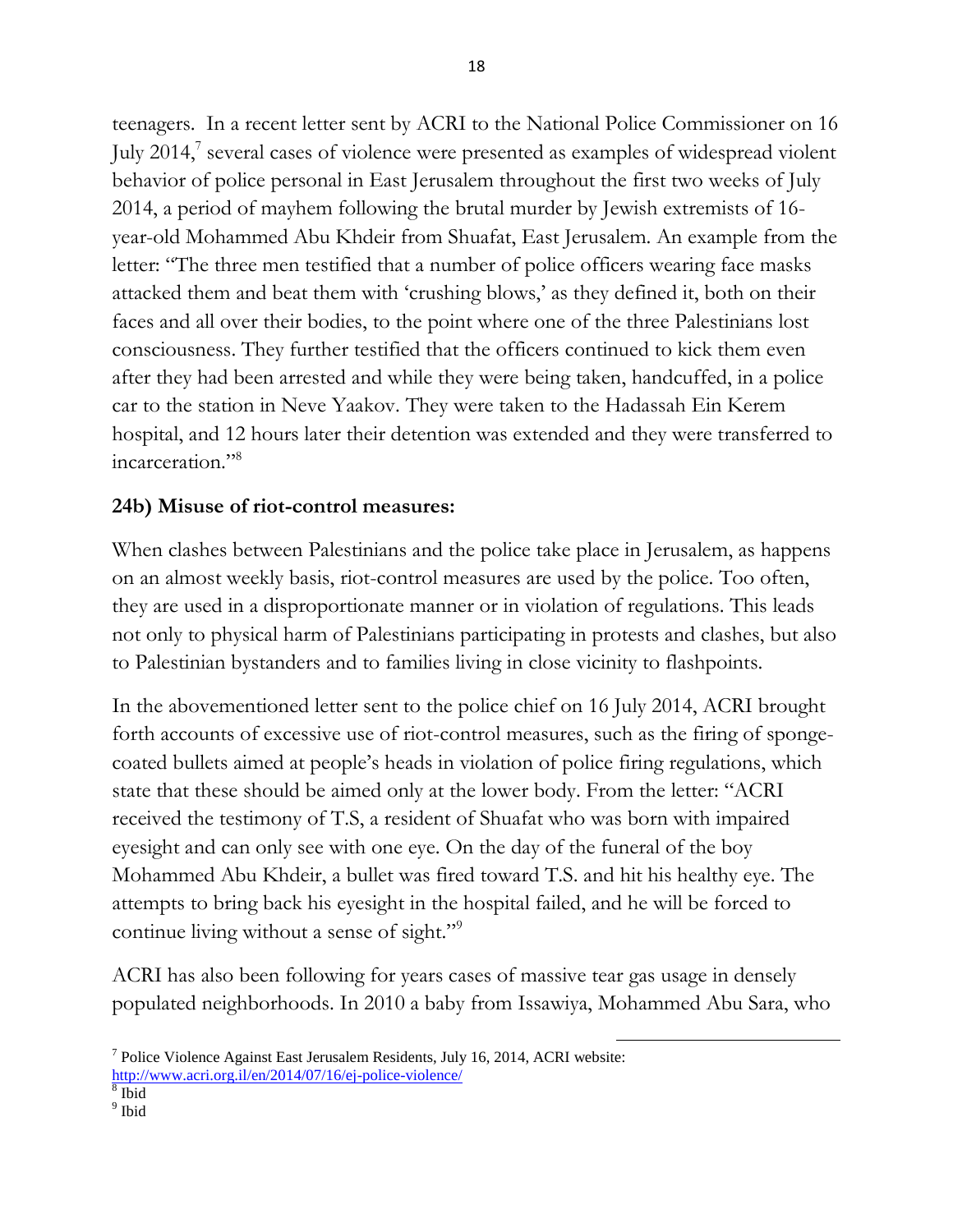teenagers. In a recent letter sent by ACRI to the National Police Commissioner on 16 July 2014,[7] several cases of violence were presented as examples of widespread violent behavior of police personal in East Jerusalem throughout the first two weeks of July 2014, a period of mayhem following the brutal murder by Jewish extremists of 16-year-old Mohammed Abu Khdeir from Shuafat, East Jerusalem. An example from the letter: "The three men testified that a number of police officers wearing face masks attacked them and beat them with 'crushing blows,' as they defined it, both on their faces and all over their bodies, to the point where one of the three Palestinians lost consciousness. They further testified that the officers continued to kick them even after they had been arrested and while they were being taken, handcuffed, in a police car to the station in Neve Yaakov. They were taken to the Hadassah Ein Kerem hospital, and 12 hours later their detention was extended and they were transferred to incarceration."[8]

**24b) Misuse of riot-control measures:**

When clashes between Palestinians and the police take place in Jerusalem, as happens on an almost weekly basis, riot-control measures are used by the police. Too often, they are used in a disproportionate manner or in violation of regulations. This leads not only to physical harm of Palestinians participating in protests and clashes, but also to Palestinian bystanders and to families living in close vicinity to flashpoints.

In the abovementioned letter sent to the police chief on 16 July 2014, ACRI brought forth accounts of excessive use of riot-control measures, such as the firing of sponge-coated bullets aimed at people's heads in violation of police firing regulations, which state that these should be aimed only at the lower body. From the letter: "ACRI received the testimony of T.S, a resident of Shuafat who was born with impaired eyesight and can only see with one eye. On the day of the funeral of the boy Mohammed Abu Khdeir, a bullet was fired toward T.S. and hit his healthy eye. The attempts to bring back his eyesight in the hospital failed, and he will be forced to continue living without a sense of sight."[9]

ACRI has also been following for years cases of massive tear gas usage in densely populated neighborhoods. In 2010 a baby from Issawiya, Mohammed Abu Sara, who

---

[7] Police Violence Against East Jerusalem Residents, July 16, 2014, ACRI website: http://www.acri.org.il/en/2014/07/16/ej-police-violence/

[8] Ibid

[9] Ibid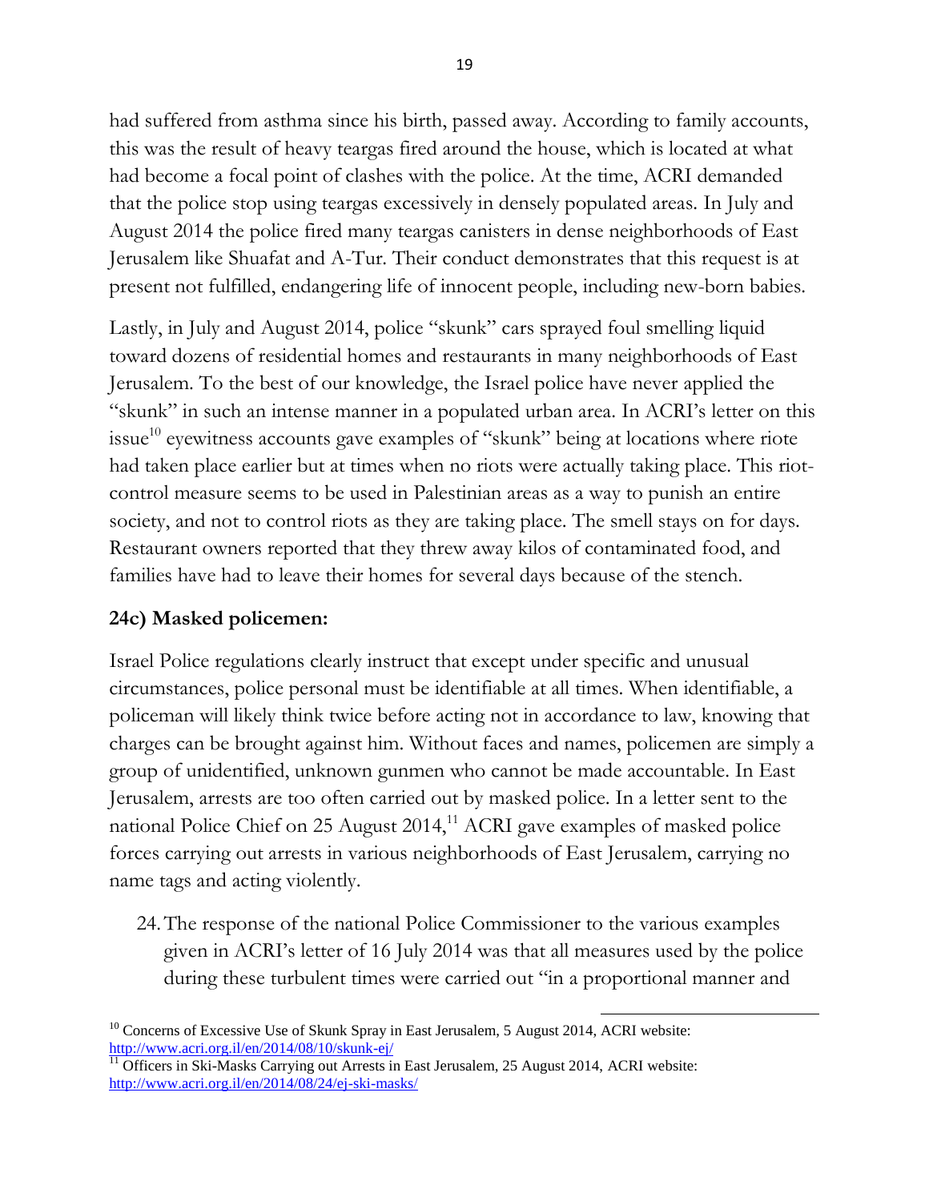had suffered from asthma since his birth, passed away. According to family accounts, this was the result of heavy teargas fired around the house, which is located at what had become a focal point of clashes with the police. At the time, ACRI demanded that the police stop using teargas excessively in densely populated areas. In July and August 2014 the police fired many teargas canisters in dense neighborhoods of East Jerusalem like Shuafat and A-Tur. Their conduct demonstrates that this request is at present not fulfilled, endangering life of innocent people, including new-born babies.

Lastly, in July and August 2014, police "skunk" cars sprayed foul smelling liquid toward dozens of residential homes and restaurants in many neighborhoods of East Jerusalem. To the best of our knowledge, the Israel police have never applied the "skunk" in such an intense manner in a populated urban area. In ACRI's letter on this issue[10] eyewitness accounts gave examples of "skunk" being at locations where riote had taken place earlier but at times when no riots were actually taking place. This riot-control measure seems to be used in Palestinian areas as a way to punish an entire society, and not to control riots as they are taking place. The smell stays on for days. Restaurant owners reported that they threw away kilos of contaminated food, and families have had to leave their homes for several days because of the stench.

**24c) Masked policemen:**

Israel Police regulations clearly instruct that except under specific and unusual circumstances, police personal must be identifiable at all times. When identifiable, a policeman will likely think twice before acting not in accordance to law, knowing that charges can be brought against him. Without faces and names, policemen are simply a group of unidentified, unknown gunmen who cannot be made accountable. In East Jerusalem, arrests are too often carried out by masked police. In a letter sent to the national Police Chief on 25 August 2014,[11] ACRI gave examples of masked police forces carrying out arrests in various neighborhoods of East Jerusalem, carrying no name tags and acting violently.

24. The response of the national Police Commissioner to the various examples given in ACRI's letter of 16 July 2014 was that all measures used by the police during these turbulent times were carried out "in a proportional manner and

---

[10] Concerns of Excessive Use of Skunk Spray in East Jerusalem, 5 August 2014, ACRI website: http://www.acri.org.il/en/2014/08/10/skunk-ej/

[11] Officers in Ski-Masks Carrying out Arrests in East Jerusalem, 25 August 2014, ACRI website: http://www.acri.org.il/en/2014/08/24/ej-ski-masks/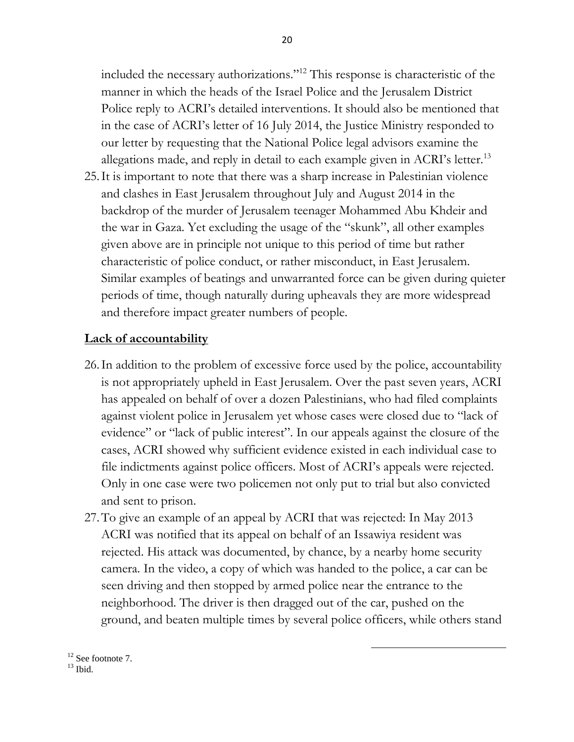included the necessary authorizations."[12] This response is characteristic of the manner in which the heads of the Israel Police and the Jerusalem District Police reply to ACRI's detailed interventions. It should also be mentioned that in the case of ACRI's letter of 16 July 2014, the Justice Ministry responded to our letter by requesting that the National Police legal advisors examine the allegations made, and reply in detail to each example given in ACRI's letter.[13]

25. It is important to note that there was a sharp increase in Palestinian violence and clashes in East Jerusalem throughout July and August 2014 in the backdrop of the murder of Jerusalem teenager Mohammed Abu Khdeir and the war in Gaza. Yet excluding the usage of the "skunk", all other examples given above are in principle not unique to this period of time but rather characteristic of police conduct, or rather misconduct, in East Jerusalem. Similar examples of beatings and unwarranted force can be given during quieter periods of time, though naturally during upheavals they are more widespread and therefore impact greater numbers of people.

**Lack of accountability**

26. In addition to the problem of excessive force used by the police, accountability is not appropriately upheld in East Jerusalem. Over the past seven years, ACRI has appealed on behalf of over a dozen Palestinians, who had filed complaints against violent police in Jerusalem yet whose cases were closed due to "lack of evidence" or "lack of public interest". In our appeals against the closure of the cases, ACRI showed why sufficient evidence existed in each individual case to file indictments against police officers. Most of ACRI's appeals were rejected. Only in one case were two policemen not only put to trial but also convicted and sent to prison.

27. To give an example of an appeal by ACRI that was rejected: In May 2013 ACRI was notified that its appeal on behalf of an Issawiya resident was rejected. His attack was documented, by chance, by a nearby home security camera. In the video, a copy of which was handed to the police, a car can be seen driving and then stopped by armed police near the entrance to the neighborhood. The driver is then dragged out of the car, pushed on the ground, and beaten multiple times by several police officers, while others stand

[12] See footnote 7.

[13] Ibid.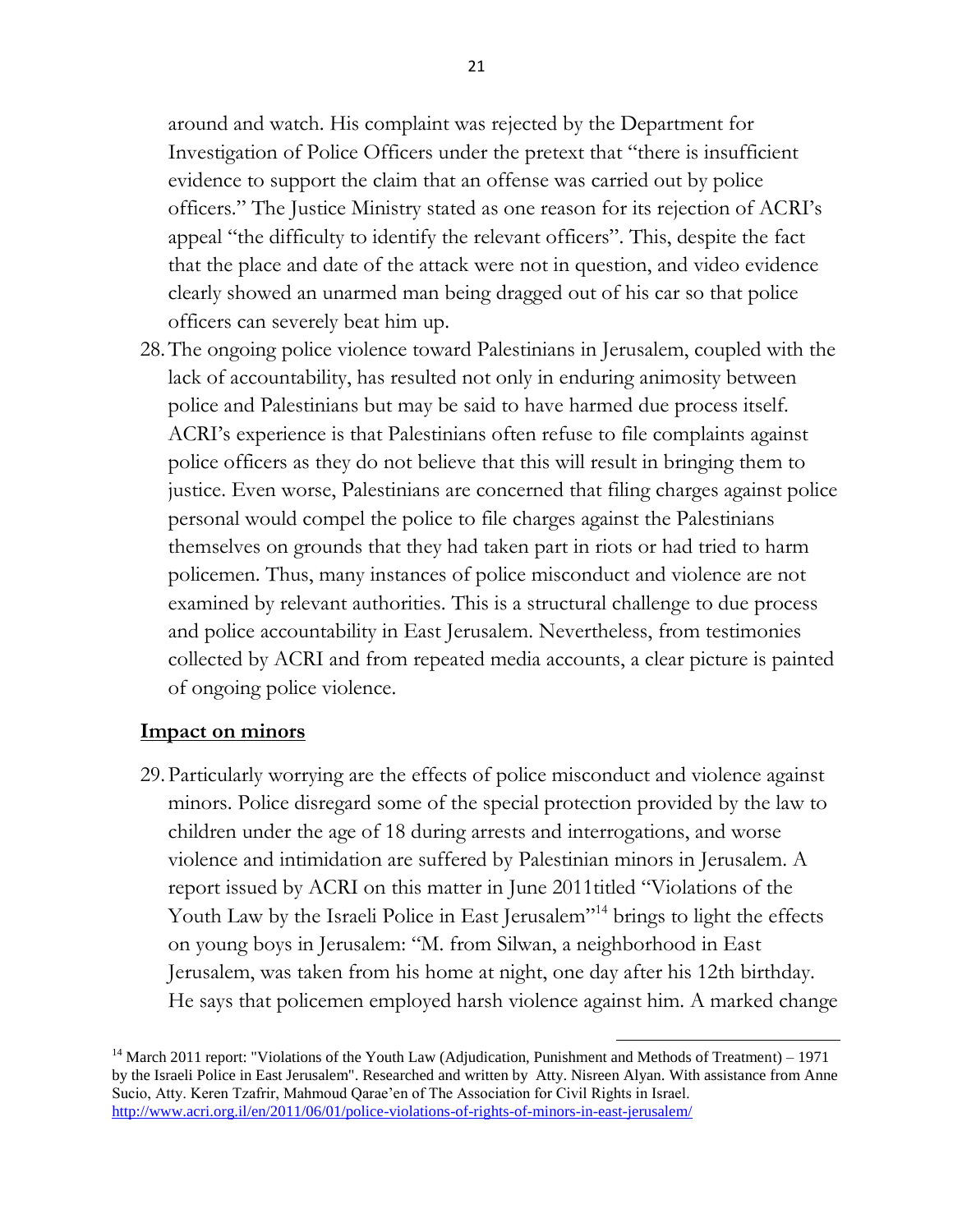around and watch. His complaint was rejected by the Department for Investigation of Police Officers under the pretext that "there is insufficient evidence to support the claim that an offense was carried out by police officers." The Justice Ministry stated as one reason for its rejection of ACRI's appeal "the difficulty to identify the relevant officers". This, despite the fact that the place and date of the attack were not in question, and video evidence clearly showed an unarmed man being dragged out of his car so that police officers can severely beat him up.

28. The ongoing police violence toward Palestinians in Jerusalem, coupled with the lack of accountability, has resulted not only in enduring animosity between police and Palestinians but may be said to have harmed due process itself. ACRI's experience is that Palestinians often refuse to file complaints against police officers as they do not believe that this will result in bringing them to justice. Even worse, Palestinians are concerned that filing charges against police personal would compel the police to file charges against the Palestinians themselves on grounds that they had taken part in riots or had tried to harm policemen. Thus, many instances of police misconduct and violence are not examined by relevant authorities. This is a structural challenge to due process and police accountability in East Jerusalem. Nevertheless, from testimonies collected by ACRI and from repeated media accounts, a clear picture is painted of ongoing police violence.

## Impact on minors

29. Particularly worrying are the effects of police misconduct and violence against minors. Police disregard some of the special protection provided by the law to children under the age of 18 during arrests and interrogations, and worse violence and intimidation are suffered by Palestinian minors in Jerusalem. A report issued by ACRI on this matter in June 2011titled "Violations of the Youth Law by the Israeli Police in East Jerusalem"[14] brings to light the effects on young boys in Jerusalem: "M. from Silwan, a neighborhood in East Jerusalem, was taken from his home at night, one day after his 12th birthday. He says that policemen employed harsh violence against him. A marked change

[14] March 2011 report: "Violations of the Youth Law (Adjudication, Punishment and Methods of Treatment) – 1971 by the Israeli Police in East Jerusalem". Researched and written by Atty. Nisreen Alyan. With assistance from Anne Sucio, Atty. Keren Tzafrir, Mahmoud Qarae'en of The Association for Civil Rights in Israel. http://www.acri.org.il/en/2011/06/01/police-violations-of-rights-of-minors-in-east-jerusalem/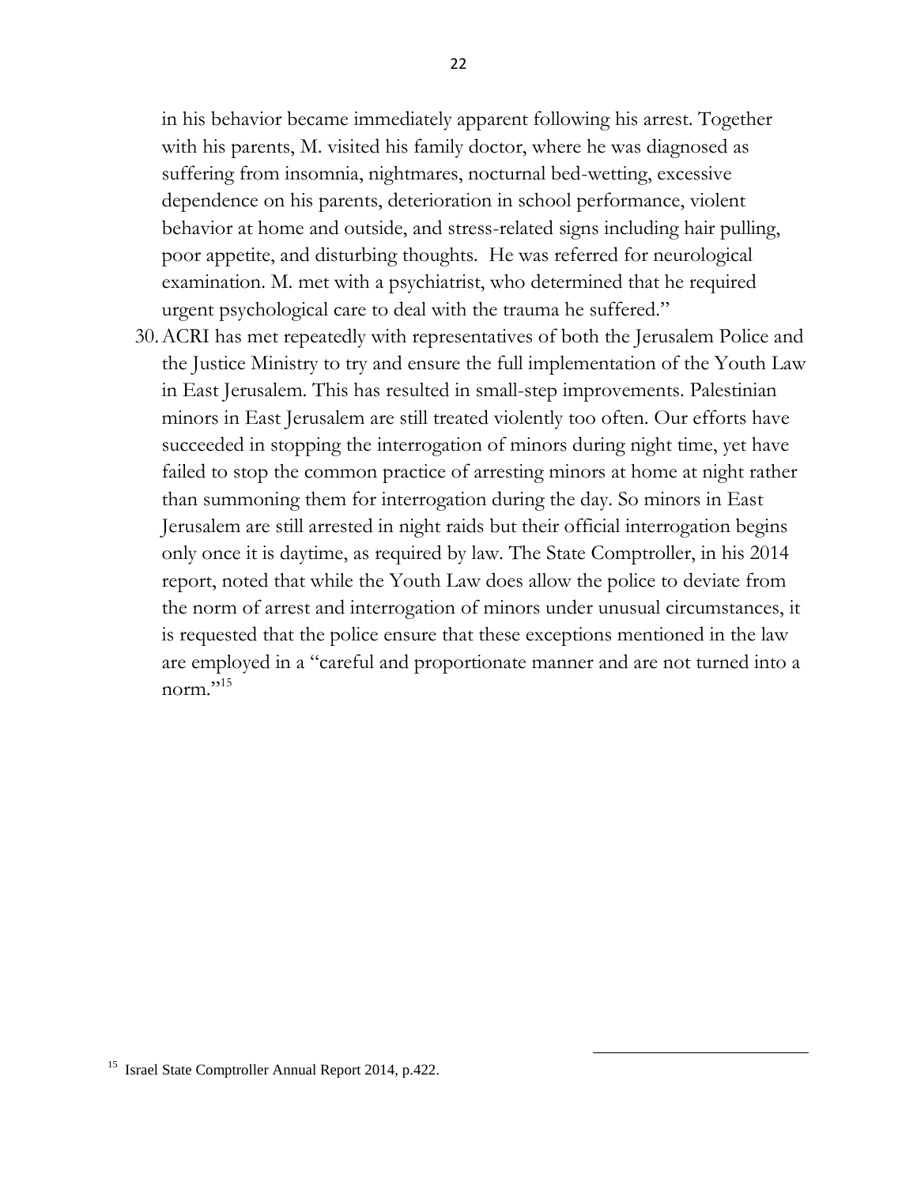in his behavior became immediately apparent following his arrest. Together with his parents, M. visited his family doctor, where he was diagnosed as suffering from insomnia, nightmares, nocturnal bed-wetting, excessive dependence on his parents, deterioration in school performance, violent behavior at home and outside, and stress-related signs including hair pulling, poor appetite, and disturbing thoughts. He was referred for neurological examination. M. met with a psychiatrist, who determined that he required urgent psychological care to deal with the trauma he suffered."

30. ACRI has met repeatedly with representatives of both the Jerusalem Police and the Justice Ministry to try and ensure the full implementation of the Youth Law in East Jerusalem. This has resulted in small-step improvements. Palestinian minors in East Jerusalem are still treated violently too often. Our efforts have succeeded in stopping the interrogation of minors during night time, yet have failed to stop the common practice of arresting minors at home at night rather than summoning them for interrogation during the day. So minors in East Jerusalem are still arrested in night raids but their official interrogation begins only once it is daytime, as required by law. The State Comptroller, in his 2014 report, noted that while the Youth Law does allow the police to deviate from the norm of arrest and interrogation of minors under unusual circumstances, it is requested that the police ensure that these exceptions mentioned in the law are employed in a "careful and proportionate manner and are not turned into a norm."[15]

---

[15] Israel State Comptroller Annual Report 2014, p.422.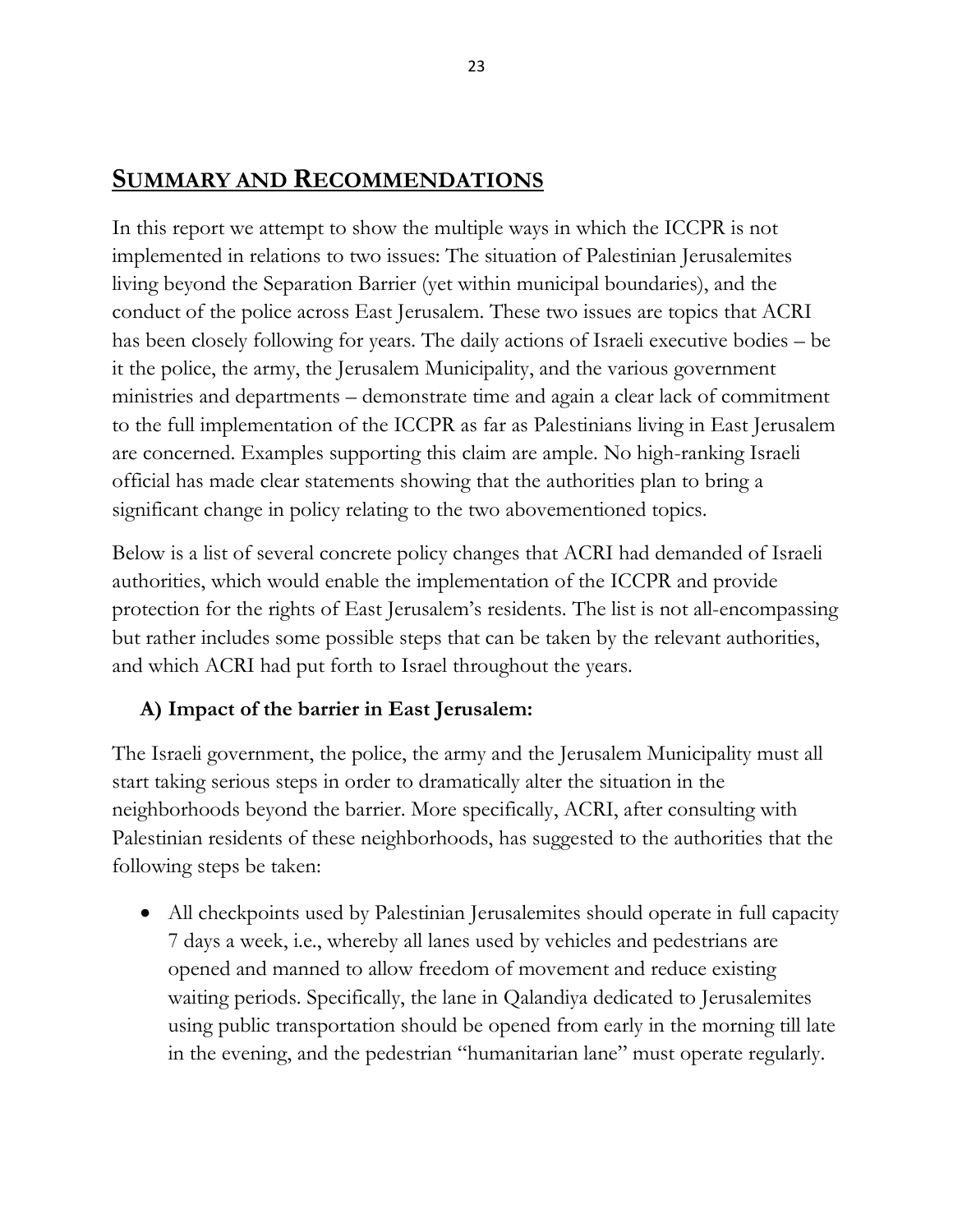## SUMMARY AND RECOMMENDATIONS

In this report we attempt to show the multiple ways in which the ICCPR is not implemented in relations to two issues: The situation of Palestinian Jerusalemites living beyond the Separation Barrier (yet within municipal boundaries), and the conduct of the police across East Jerusalem. These two issues are topics that ACRI has been closely following for years. The daily actions of Israeli executive bodies – be it the police, the army, the Jerusalem Municipality, and the various government ministries and departments – demonstrate time and again a clear lack of commitment to the full implementation of the ICCPR as far as Palestinians living in East Jerusalem are concerned. Examples supporting this claim are ample. No high-ranking Israeli official has made clear statements showing that the authorities plan to bring a significant change in policy relating to the two abovementioned topics.

Below is a list of several concrete policy changes that ACRI had demanded of Israeli authorities, which would enable the implementation of the ICCPR and provide protection for the rights of East Jerusalem's residents. The list is not all-encompassing but rather includes some possible steps that can be taken by the relevant authorities, and which ACRI had put forth to Israel throughout the years.

### A) Impact of the barrier in East Jerusalem:

The Israeli government, the police, the army and the Jerusalem Municipality must all start taking serious steps in order to dramatically alter the situation in the neighborhoods beyond the barrier. More specifically, ACRI, after consulting with Palestinian residents of these neighborhoods, has suggested to the authorities that the following steps be taken:

- All checkpoints used by Palestinian Jerusalemites should operate in full capacity 7 days a week, i.e., whereby all lanes used by vehicles and pedestrians are opened and manned to allow freedom of movement and reduce existing waiting periods. Specifically, the lane in Qalandiya dedicated to Jerusalemites using public transportation should be opened from early in the morning till late in the evening, and the pedestrian "humanitarian lane" must operate regularly.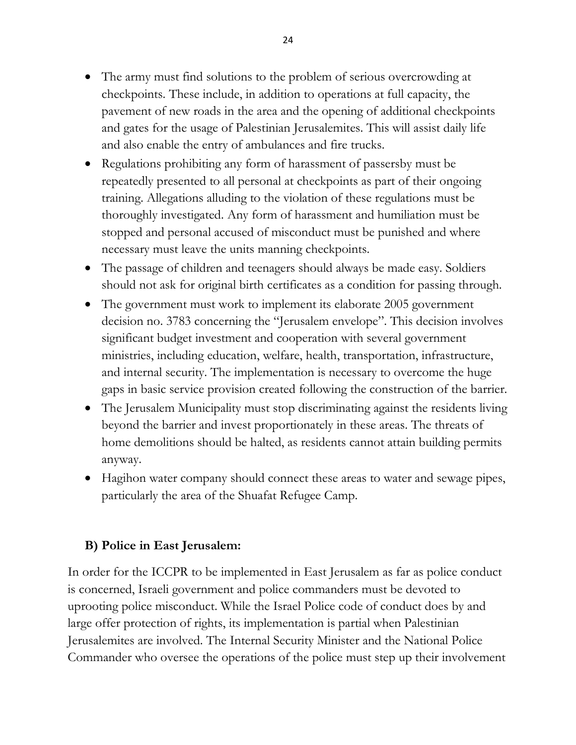- The army must find solutions to the problem of serious overcrowding at checkpoints. These include, in addition to operations at full capacity, the pavement of new roads in the area and the opening of additional checkpoints and gates for the usage of Palestinian Jerusalemites. This will assist daily life and also enable the entry of ambulances and fire trucks.
- Regulations prohibiting any form of harassment of passersby must be repeatedly presented to all personal at checkpoints as part of their ongoing training. Allegations alluding to the violation of these regulations must be thoroughly investigated. Any form of harassment and humiliation must be stopped and personal accused of misconduct must be punished and where necessary must leave the units manning checkpoints.
- The passage of children and teenagers should always be made easy. Soldiers should not ask for original birth certificates as a condition for passing through.
- The government must work to implement its elaborate 2005 government decision no. 3783 concerning the "Jerusalem envelope". This decision involves significant budget investment and cooperation with several government ministries, including education, welfare, health, transportation, infrastructure, and internal security. The implementation is necessary to overcome the huge gaps in basic service provision created following the construction of the barrier.
- The Jerusalem Municipality must stop discriminating against the residents living beyond the barrier and invest proportionately in these areas. The threats of home demolitions should be halted, as residents cannot attain building permits anyway.
- Hagihon water company should connect these areas to water and sewage pipes, particularly the area of the Shuafat Refugee Camp.

### B) Police in East Jerusalem:

In order for the ICCPR to be implemented in East Jerusalem as far as police conduct is concerned, Israeli government and police commanders must be devoted to uprooting police misconduct. While the Israel Police code of conduct does by and large offer protection of rights, its implementation is partial when Palestinian Jerusalemites are involved. The Internal Security Minister and the National Police Commander who oversee the operations of the police must step up their involvement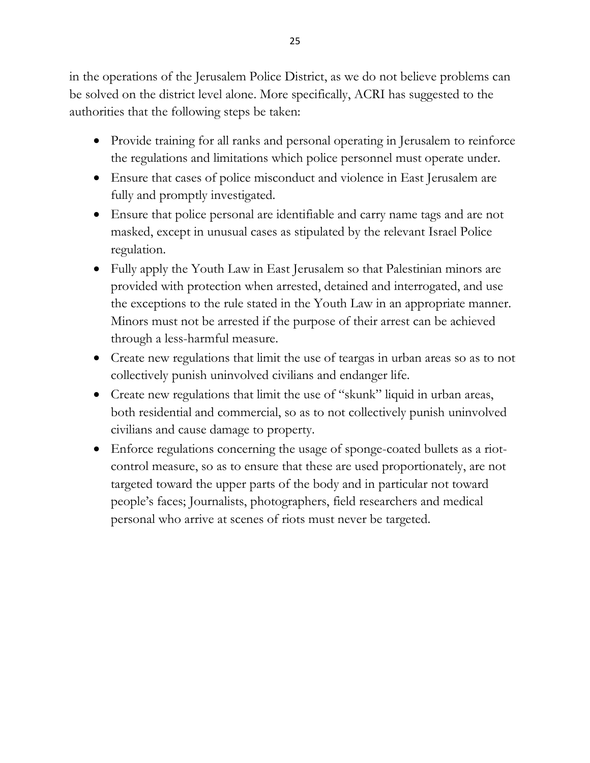in the operations of the Jerusalem Police District, as we do not believe problems can be solved on the district level alone. More specifically, ACRI has suggested to the authorities that the following steps be taken:

- Provide training for all ranks and personal operating in Jerusalem to reinforce the regulations and limitations which police personnel must operate under.
- Ensure that cases of police misconduct and violence in East Jerusalem are fully and promptly investigated.
- Ensure that police personal are identifiable and carry name tags and are not masked, except in unusual cases as stipulated by the relevant Israel Police regulation.
- Fully apply the Youth Law in East Jerusalem so that Palestinian minors are provided with protection when arrested, detained and interrogated, and use the exceptions to the rule stated in the Youth Law in an appropriate manner. Minors must not be arrested if the purpose of their arrest can be achieved through a less-harmful measure.
- Create new regulations that limit the use of teargas in urban areas so as to not collectively punish uninvolved civilians and endanger life.
- Create new regulations that limit the use of "skunk" liquid in urban areas, both residential and commercial, so as to not collectively punish uninvolved civilians and cause damage to property.
- Enforce regulations concerning the usage of sponge-coated bullets as a riot-control measure, so as to ensure that these are used proportionately, are not targeted toward the upper parts of the body and in particular not toward people's faces; Journalists, photographers, field researchers and medical personal who arrive at scenes of riots must never be targeted.